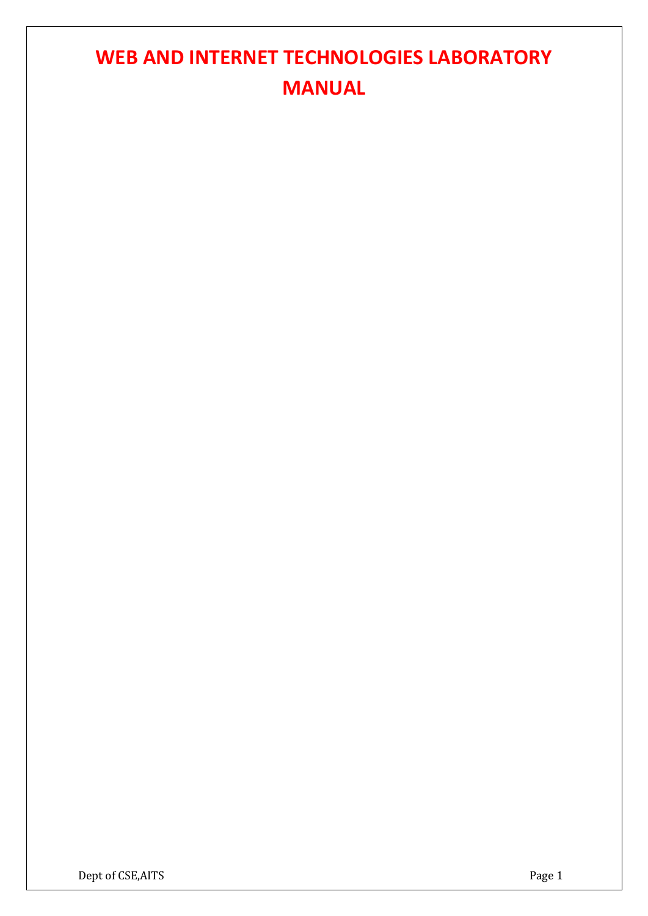# WEB AND INTERNET TECHNOLOGIES LABORATORY MANUAL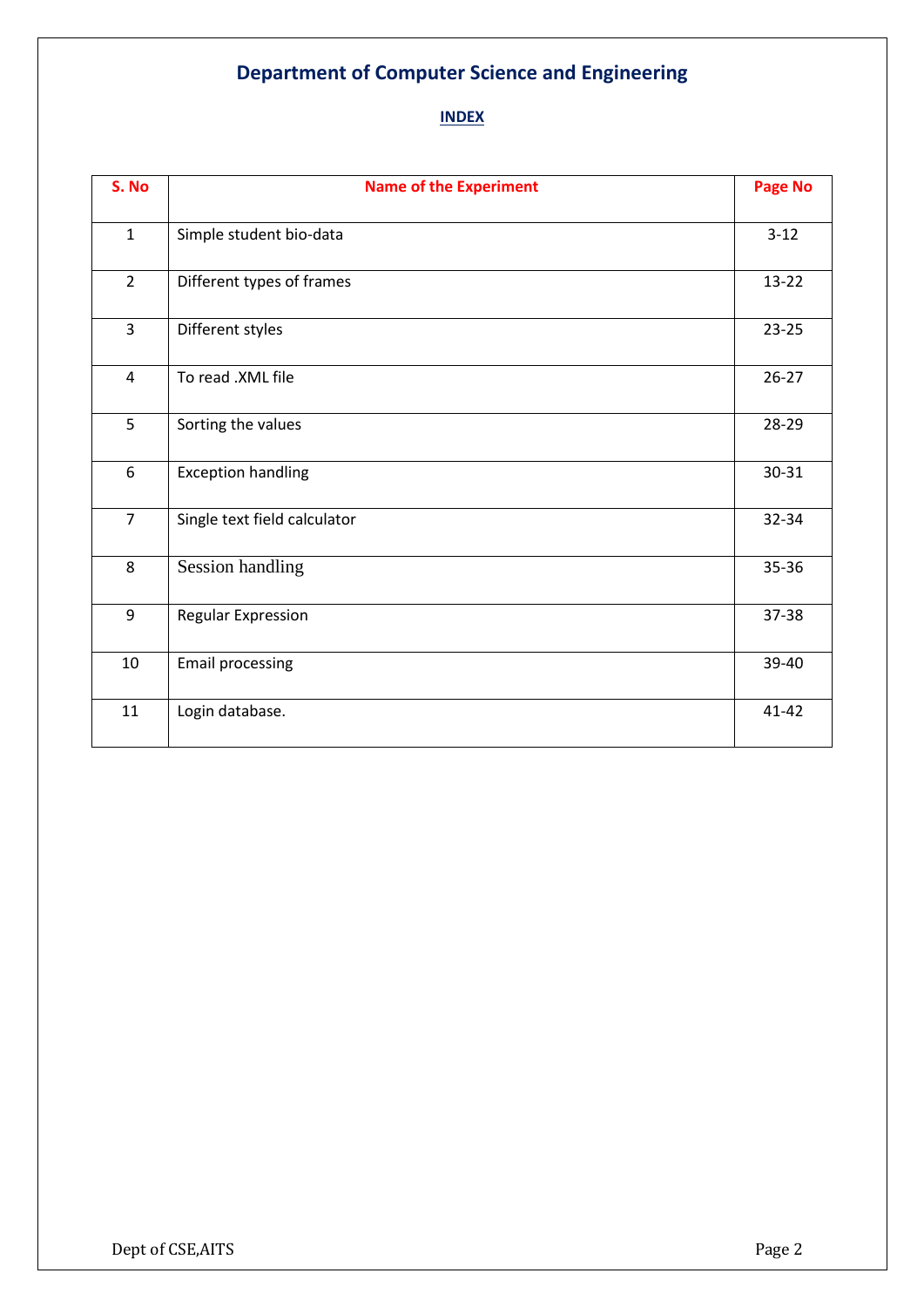# Department of Computer Science and Engineering

## INDEX

| S. No | Name of the Experiment | Page No |
|---|---|---|
| 1 | Simple student bio-data | 3-12 |
| 2 | Different types of frames | 13-22 |
| 3 | Different styles | 23-25 |
| 4 | To read .XML file | 26-27 |
| 5 | Sorting the values | 28-29 |
| 6 | Exception handling | 30-31 |
| 7 | Single text field calculator | 32-34 |
| 8 | Session handling | 35-36 |
| 9 | Regular Expression | 37-38 |
| 10 | Email processing | 39-40 |
| 11 | Login database. | 41-42 |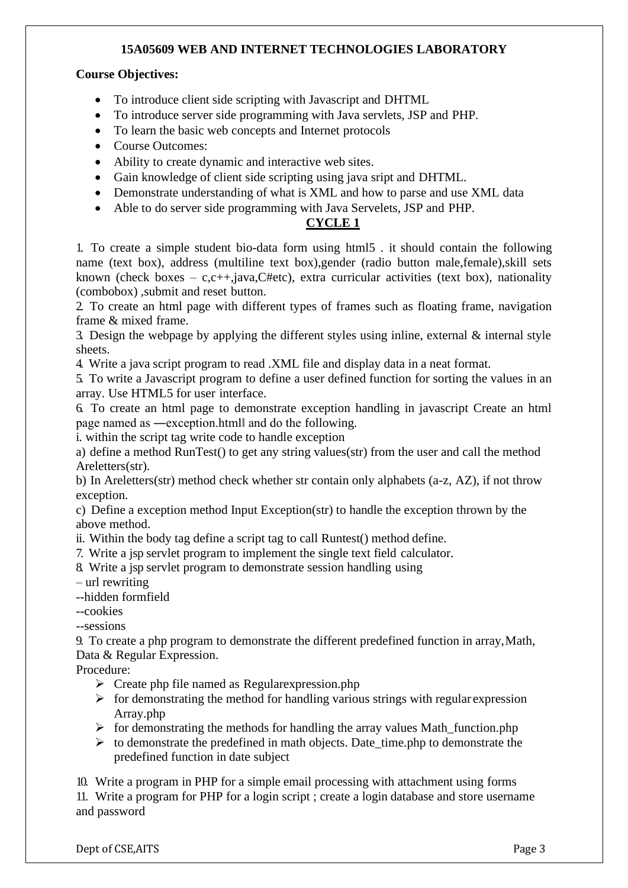## 15A05609 WEB AND INTERNET TECHNOLOGIES LABORATORY

**Course Objectives:**

- To introduce client side scripting with Javascript and DHTML
- To introduce server side programming with Java servlets, JSP and PHP.
- To learn the basic web concepts and Internet protocols
- Course Outcomes:
- Ability to create dynamic and interactive web sites.
- Gain knowledge of client side scripting using java sript and DHTML.
- Demonstrate understanding of what is XML and how to parse and use XML data
- Able to do server side programming with Java Servelets, JSP and PHP.

### CYCLE 1

1. To create a simple student bio-data form using html5 . it should contain the following name (text box), address (multiline text box),gender (radio button male,female),skill sets known (check boxes – c,c++,java,C#etc), extra curricular activities (text box), nationality (combobox) ,submit and reset button.
2. To create an html page with different types of frames such as floating frame, navigation frame & mixed frame.
3. Design the webpage by applying the different styles using inline, external & internal style sheets.
4. Write a java script program to read .XML file and display data in a neat format.
5. To write a Javascript program to define a user defined function for sorting the values in an array. Use HTML5 for user interface.
6. To create an html page to demonstrate exception handling in javascript Create an html page named as ―exception.html‖ and do the following.

i. within the script tag write code to handle exception

a) define a method RunTest() to get any string values(str) from the user and call the method Areletters(str).

b) In Areletters(str) method check whether str contain only alphabets (a-z, AZ), if not throw exception.

c) Define a exception method Input Exception(str) to handle the exception thrown by the above method.

ii. Within the body tag define a script tag to call Runtest() method define.

7. Write a jsp servlet program to implement the single text field calculator.
8. Write a jsp servlet program to demonstrate session handling using

– url rewriting

--hidden formfield

--cookies

--sessions

9. To create a php program to demonstrate the different predefined function in array,Math, Data & Regular Expression.

Procedure:

- Create php file named as Regularexpression.php
- for demonstrating the method for handling various strings with regular expression Array.php
- for demonstrating the methods for handling the array values Math_function.php
- to demonstrate the predefined in math objects. Date_time.php to demonstrate the predefined function in date subject

10. Write a program in PHP for a simple email processing with attachment using forms
11. Write a program for PHP for a login script ; create a login database and store username and password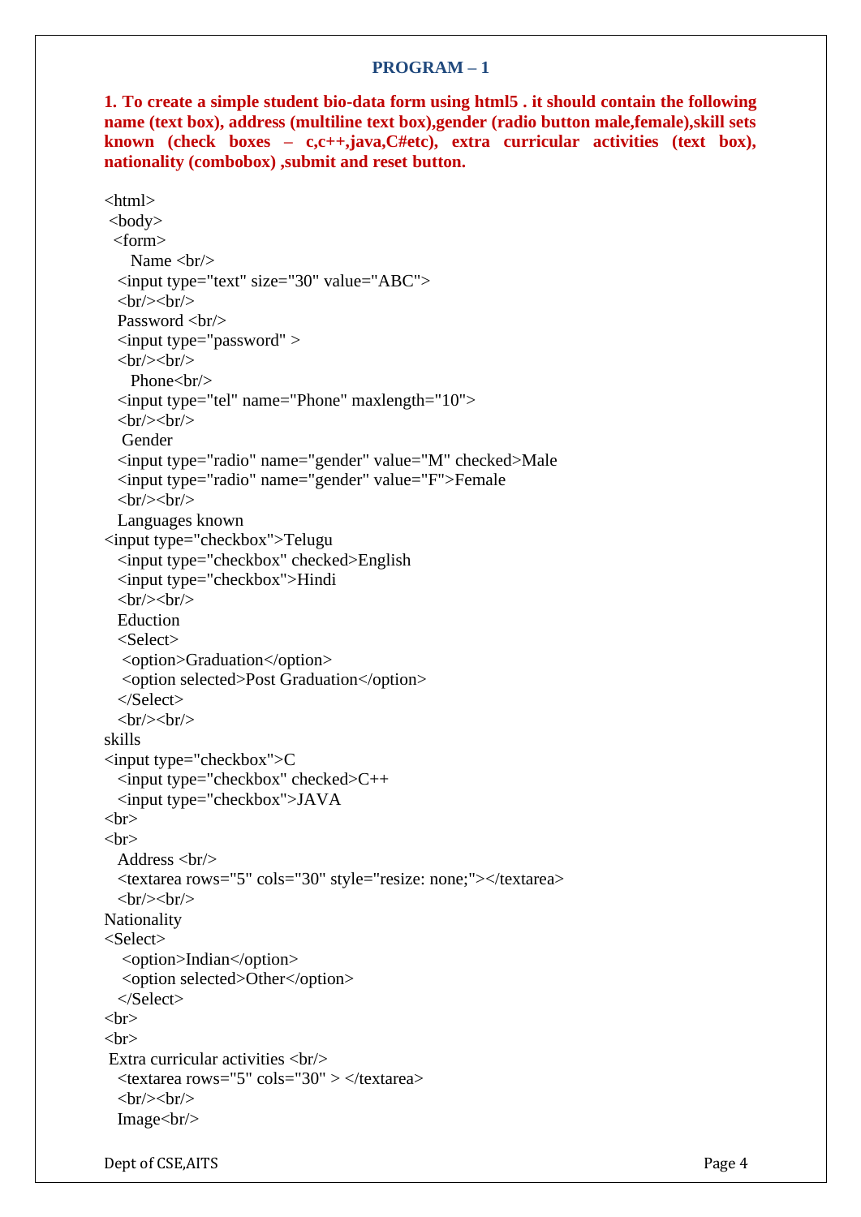## PROGRAM – 1

**1. To create a simple student bio-data form using html5 . it should contain the following name (text box), address (multiline text box),gender (radio button male,female),skill sets known (check boxes – c,c++,java,C#etc), extra curricular activities (text box), nationality (combobox) ,submit and reset button.**

```
<html>
 <body>
  <form>
     Name <br/>
   <input type="text" size="30" value="ABC">
   <br/><br/>
   Password <br/>
   <input type="password" >
   <br/><br/>
     Phone<br/>
   <input type="tel" name="Phone" maxlength="10">
   <br/><br/>
    Gender
   <input type="radio" name="gender" value="M" checked>Male
   <input type="radio" name="gender" value="F">Female
   <br/><br/>
   Languages known
<input type="checkbox">Telugu
   <input type="checkbox" checked>English
   <input type="checkbox">Hindi
   <br/><br/>
   Eduction
   <Select>
    <option>Graduation</option>
    <option selected>Post Graduation</option>
   </Select>
   <br/><br/>
skills
<input type="checkbox">C
   <input type="checkbox" checked>C++
   <input type="checkbox">JAVA
<br>
<br>
   Address <br/>
   <textarea rows="5" cols="30" style="resize: none;"></textarea>
   <br/><br/>
Nationality
<Select>
    <option>Indian</option>
    <option selected>Other</option>
   </Select>
<br>
<br>
 Extra curricular activities <br/>
   <textarea rows="5" cols="30" > </textarea>
   <br/><br/>
   Image<br/>
```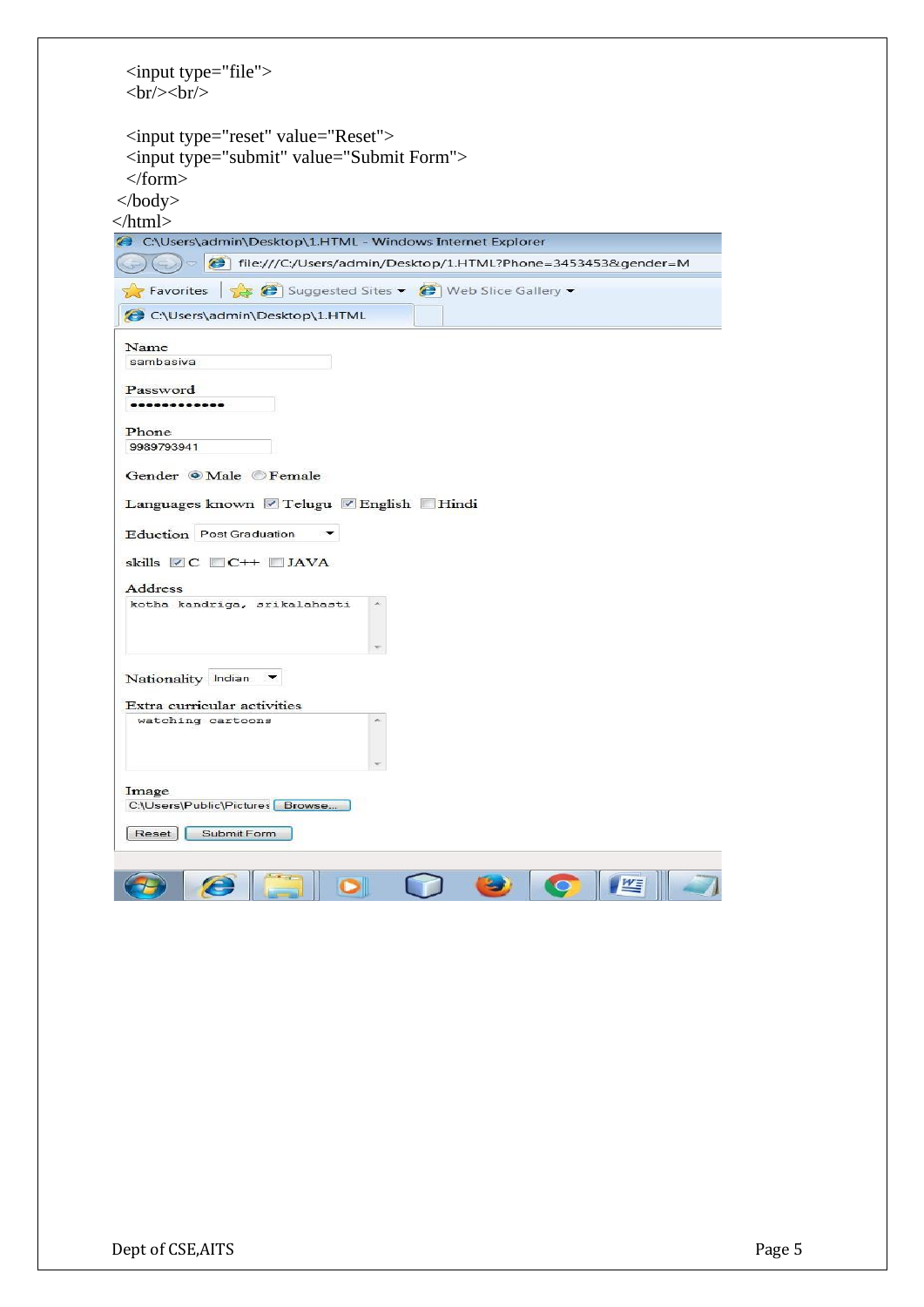```
<input type="file">
<br/><br/>

<input type="reset" value="Reset">
<input type="submit" value="Submit Form">
</form>
</body>
</html>
```

C:\Users\admin\Desktop\1.HTML - Windows Internet Explorer

file:///C:/Users/admin/Desktop/1.HTML?Phone=3453453&gender=M

Favorites | Suggested Sites | Web Slice Gallery

C:\Users\admin\Desktop\1.HTML

Name
sambasiva

Password
•••••••••••••

Phone
9989793941

Gender ◉ Male ○ Female

Languages known ☑ Telugu ☑ English ☐ Hindi

Eduction Post Graduation

skills ☑ C ☐ C++ ☐ JAVA

Address
kotha kandriga, srikalahasti

Nationality Indian

Extra curricular activities
watching cartoons

Image
C:\Users\Public\Pictures Browse...

Reset Submit Form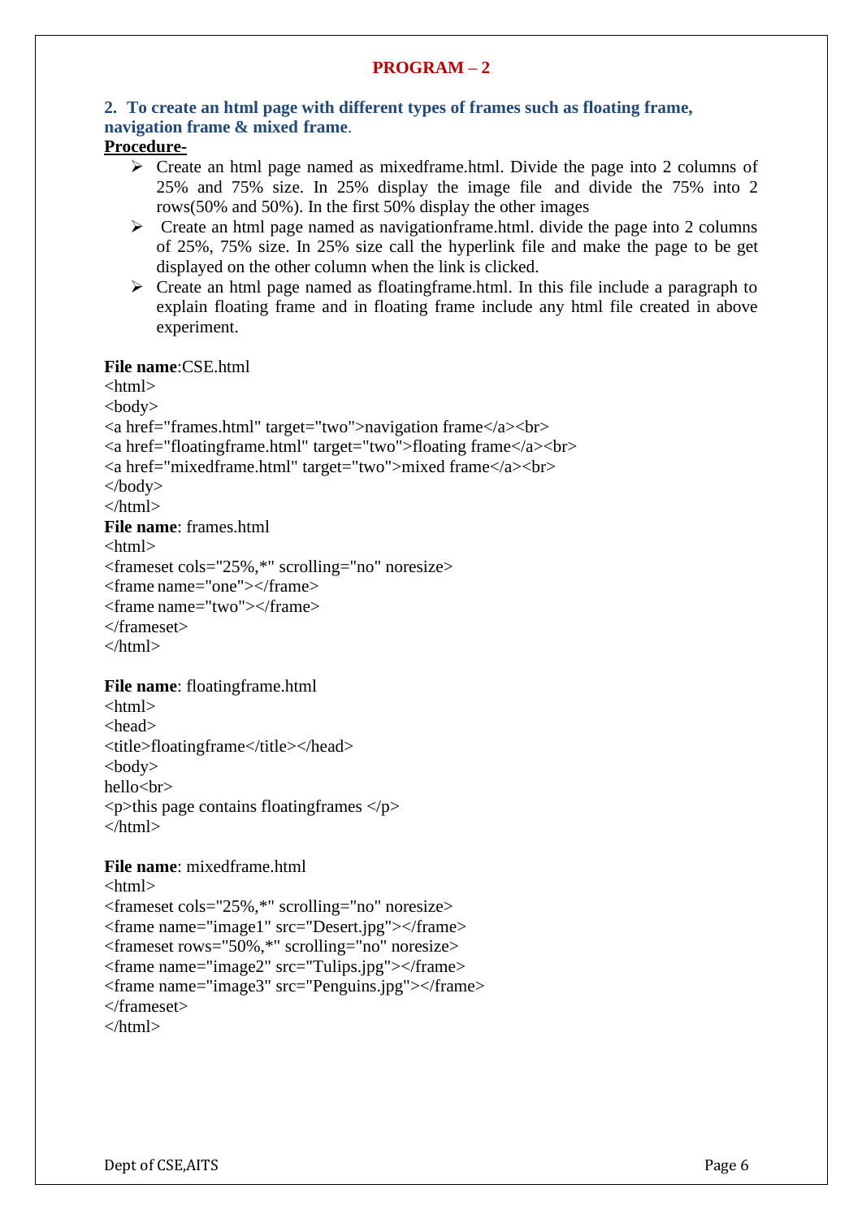## PROGRAM – 2

**2. To create an html page with different types of frames such as floating frame, navigation frame & mixed frame.**

**Procedure-**

- Create an html page named as mixedframe.html. Divide the page into 2 columns of 25% and 75% size. In 25% display the image file and divide the 75% into 2 rows(50% and 50%). In the first 50% display the other images
- Create an html page named as navigationframe.html. divide the page into 2 columns of 25%, 75% size. In 25% size call the hyperlink file and make the page to be get displayed on the other column when the link is clicked.
- Create an html page named as floatingframe.html. In this file include a paragraph to explain floating frame and in floating frame include any html file created in above experiment.

**File name**:CSE.html

```
<html>
<body>
<a href="frames.html" target="two">navigation frame</a><br>
<a href="floatingframe.html" target="two">floating frame</a><br>
<a href="mixedframe.html" target="two">mixed frame</a><br>
</body>
</html>
```

**File name**: frames.html

```
<html>
<frameset cols="25%,*" scrolling="no" noresize>
<frame name="one"></frame>
<frame name="two"></frame>
</frameset>
</html>
```

**File name**: floatingframe.html

```
<html>
<head>
<title>floatingframe</title></head>
<body>
hello<br>
<p>this page contains floatingframes </p>
</html>
```

**File name**: mixedframe.html

```
<html>
<frameset cols="25%,*" scrolling="no" noresize>
<frame name="image1" src="Desert.jpg"></frame>
<frameset rows="50%,*" scrolling="no" noresize>
<frame name="image2" src="Tulips.jpg"></frame>
<frame name="image3" src="Penguins.jpg"></frame>
</frameset>
</html>
```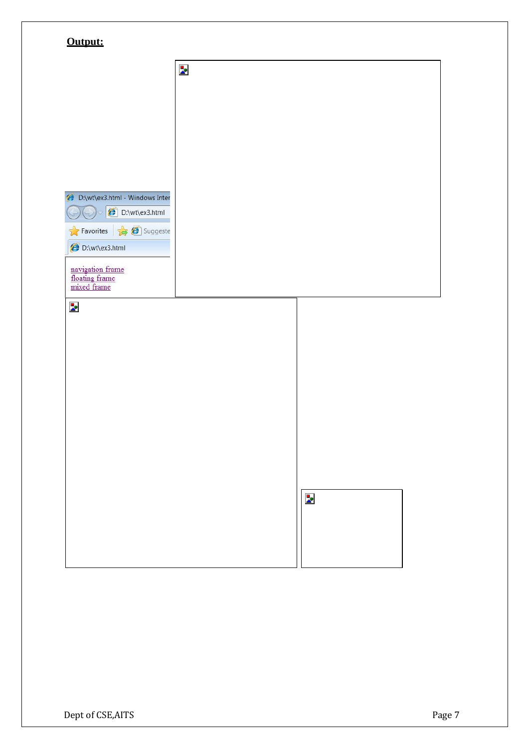**Output:**

D:\wt\ex3.html - Windows Inter

D:\wt\ex3.html

Favorites Suggeste

D:\wt\ex3.html

navigation frame
floating frame
mixed frame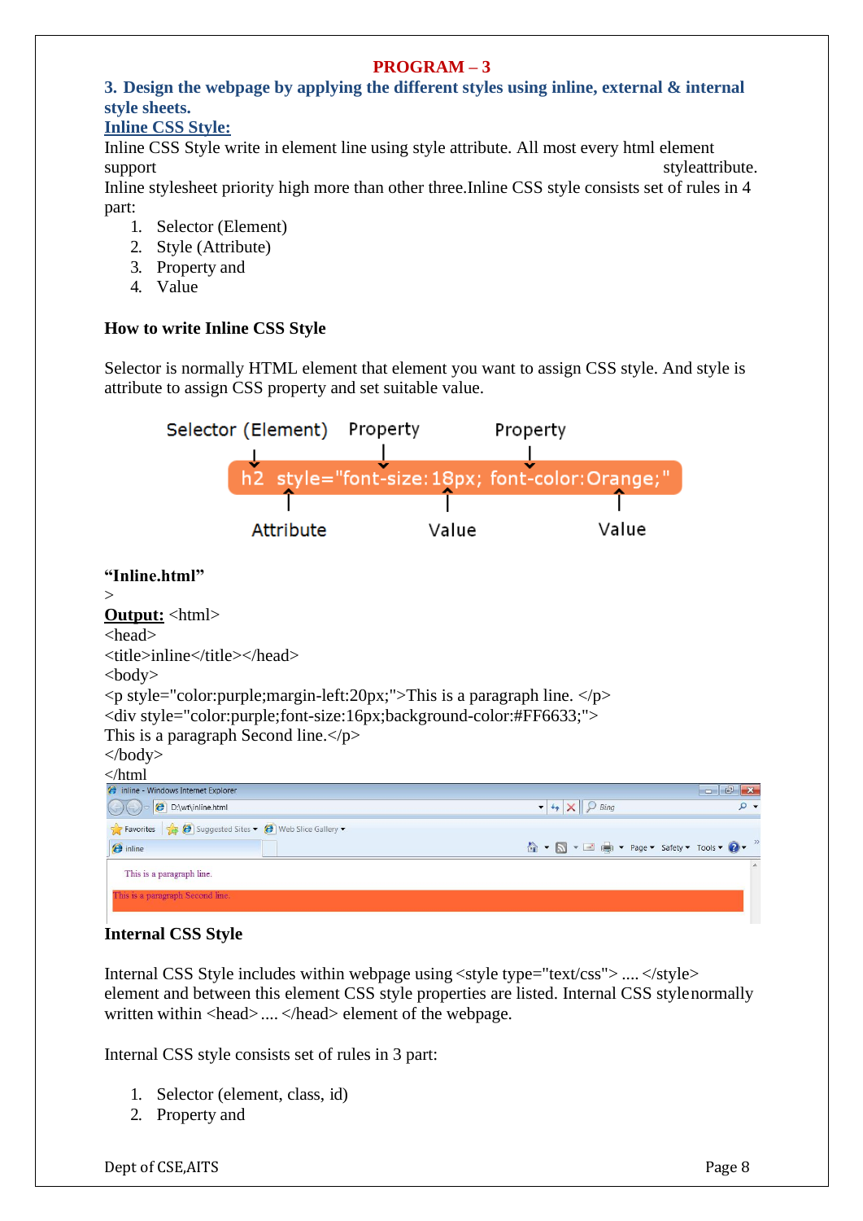**PROGRAM – 3**

**3. Design the webpage by applying the different styles using inline, external & internal style sheets.**

**Inline CSS Style:**

Inline CSS Style write in element line using style attribute. All most every html element support styleattribute.

Inline stylesheet priority high more than other three.Inline CSS style consists set of rules in 4 part:

1. Selector (Element)
2. Style (Attribute)
3. Property and
4. Value

**How to write Inline CSS Style**

Selector is normally HTML element that element you want to assign CSS style. And style is attribute to assign CSS property and set suitable value.

Selector (Element) Property Property

h2 style="font-size:18px; font-color:Orange;"

Attribute Value Value

**"Inline.html"**

\>

**Output:** <html>

```
<head>
<title>inline</title></head>
<body>
<p style="color:purple;margin-left:20px;">This is a paragraph line. </p>
<div style="color:purple;font-size:16px;background-color:#FF6633;">
This is a paragraph Second line.</p>
</body>
</html
```

This is a paragraph line.

This is a paragraph Second line.

**Internal CSS Style**

Internal CSS Style includes within webpage using <style type="text/css"> .... </style> element and between this element CSS style properties are listed. Internal CSS stylenormally written within <head> .... </head> element of the webpage.

Internal CSS style consists set of rules in 3 part:

1. Selector (element, class, id)
2. Property and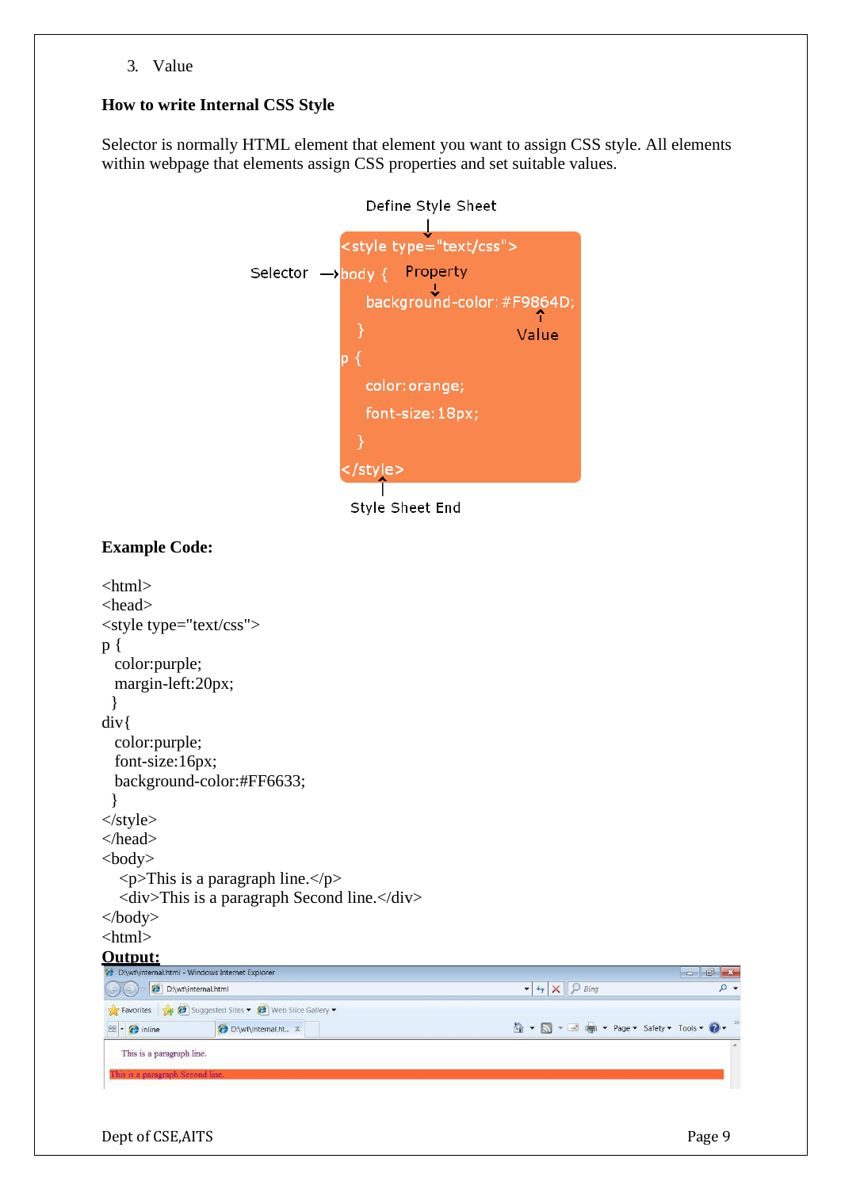3. Value

**How to write Internal CSS Style**

Selector is normally HTML element that element you want to assign CSS style. All elements within webpage that elements assign CSS properties and set suitable values.

Define Style Sheet

```
<style type="text/css">
body {
    background-color: #F9864D;
  }
p {
    color: orange;
    font-size: 18px;
  }
</style>
```

Selector → body; Property → background-color; Value → #F9864D

Style Sheet End

**Example Code:**

```
<html>
<head>
<style type="text/css">
p {
  color:purple;
  margin-left:20px;
 }
div{
  color:purple;
  font-size:16px;
  background-color:#FF6633;
 }
</style>
</head>
<body>
   <p>This is a paragraph line.</p>
   <div>This is a paragraph Second line.</div>
</body>
<html>
```

**Output:**

This is a paragraph line.

This is a paragraph Second line.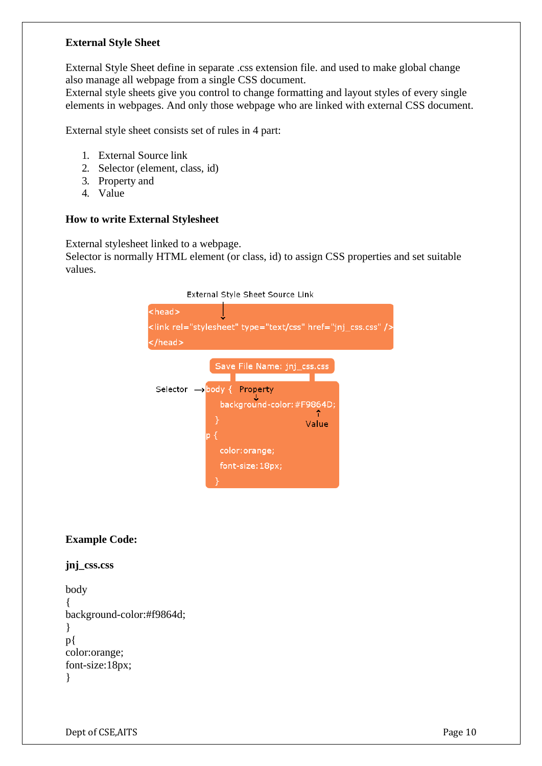**External Style Sheet**

External Style Sheet define in separate .css extension file. and used to make global change also manage all webpage from a single CSS document.
External style sheets give you control to change formatting and layout styles of every single elements in webpages. And only those webpage who are linked with external CSS document.

External style sheet consists set of rules in 4 part:

1. External Source link
2. Selector (element, class, id)
3. Property and
4. Value

**How to write External Stylesheet**

External stylesheet linked to a webpage.
Selector is normally HTML element (or class, id) to assign CSS properties and set suitable values.

External Style Sheet Source Link

```
<head>
<link rel="stylesheet" type="text/css" href="jnj_css.css" />
</head>
```

Save File Name: jnj_css.css

Selector → Property ↓ Value ↑

```
body {
    background-color:#F9864D;
  }
p {
    color:orange;
    font-size:18px;
  }
```

**Example Code:**

**jnj_css.css**

```
body
{
background-color:#f9864d;
}
p{
color:orange;
font-size:18px;
}
```

Dept of CSE,AITS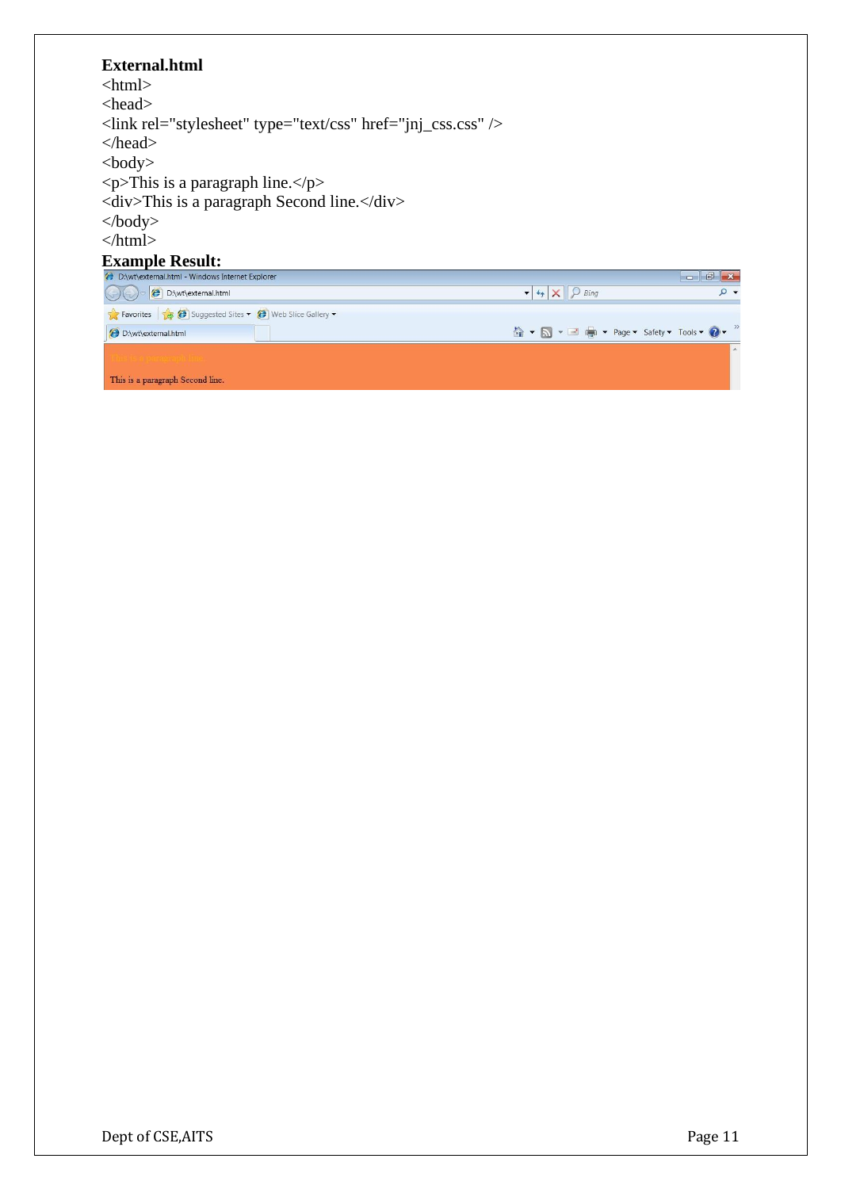**External.html**

```
<html>
<head>
<link rel="stylesheet" type="text/css" href="jnj_css.css" />
</head>
<body>
<p>This is a paragraph line.</p>
<div>This is a paragraph Second line.</div>
</body>
</html>
```

**Example Result:**

D:\wt\external.html - Windows Internet Explorer

D:\wt\external.html

Favorites | Suggested Sites ▾ | Web Slice Gallery ▾

D:\wt\external.html

Page ▾ Safety ▾ Tools ▾

This is a paragraph line.

This is a paragraph Second line.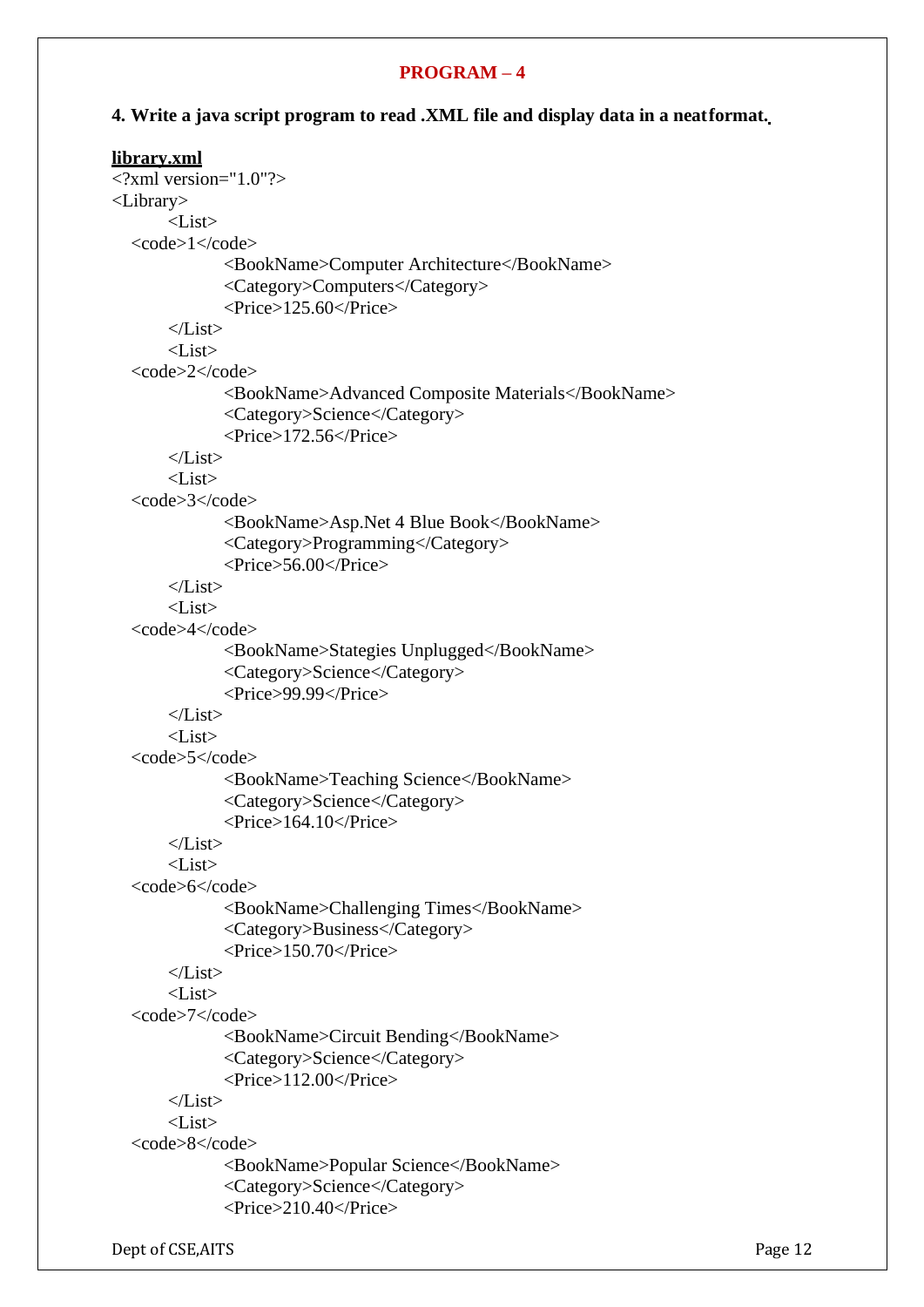## PROGRAM – 4

**4. Write a java script program to read .XML file and display data in a neatformat.**

**library.xml**

```
<?xml version="1.0"?>
<Library>
        <List>
   <code>1</code>
                <BookName>Computer Architecture</BookName>
                <Category>Computers</Category>
                <Price>125.60</Price>
        </List>
        <List>
   <code>2</code>
                <BookName>Advanced Composite Materials</BookName>
                <Category>Science</Category>
                <Price>172.56</Price>
        </List>
        <List>
   <code>3</code>
                <BookName>Asp.Net 4 Blue Book</BookName>
                <Category>Programming</Category>
                <Price>56.00</Price>
        </List>
        <List>
   <code>4</code>
                <BookName>Stategies Unplugged</BookName>
                <Category>Science</Category>
                <Price>99.99</Price>
        </List>
        <List>
   <code>5</code>
                <BookName>Teaching Science</BookName>
                <Category>Science</Category>
                <Price>164.10</Price>
        </List>
        <List>
   <code>6</code>
                <BookName>Challenging Times</BookName>
                <Category>Business</Category>
                <Price>150.70</Price>
        </List>
        <List>
   <code>7</code>
                <BookName>Circuit Bending</BookName>
                <Category>Science</Category>
                <Price>112.00</Price>
        </List>
        <List>
   <code>8</code>
                <BookName>Popular Science</BookName>
                <Category>Science</Category>
                <Price>210.40</Price>
```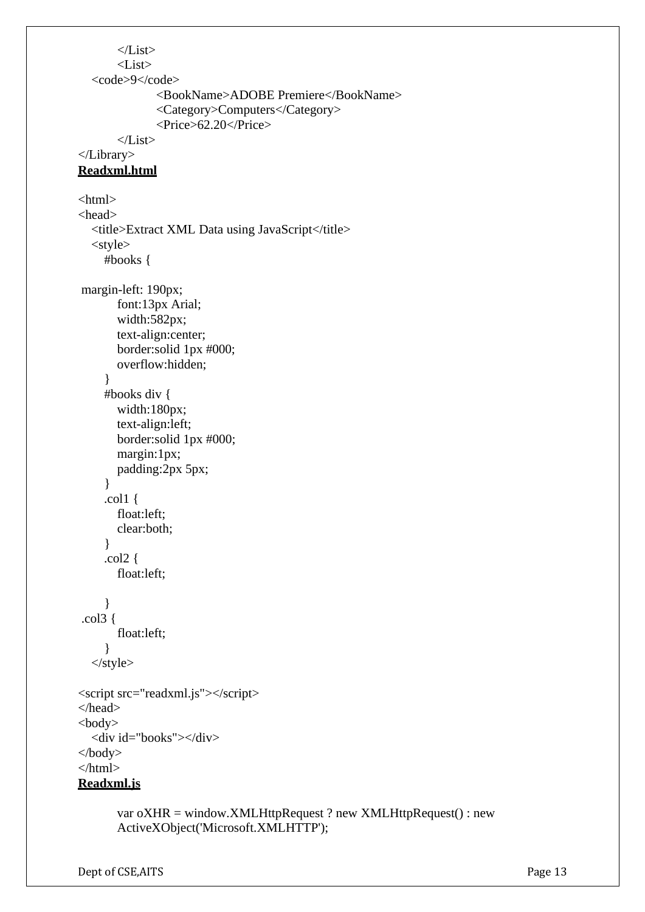```
        </List>
        <List>
    <code>9</code>
                <BookName>ADOBE Premiere</BookName>
                <Category>Computers</Category>
                <Price>62.20</Price>
        </List>
</Library>
```

**Readxml.html**

```
<html>
<head>
    <title>Extract XML Data using JavaScript</title>
    <style>
        #books {

 margin-left: 190px;
            font:13px Arial;
            width:582px;
            text-align:center;
            border:solid 1px #000;
            overflow:hidden;
        }
        #books div {
            width:180px;
            text-align:left;
            border:solid 1px #000;
            margin:1px;
            padding:2px 5px;
        }
        .col1 {
            float:left;
            clear:both;
        }
        .col2 {
            float:left;

        }
 .col3 {
            float:left;
        }
    </style>

<script src="readxml.js"></script>
</head>
<body>
    <div id="books"></div>
</body>
</html>
```

**Readxml.js**

```
        var oXHR = window.XMLHttpRequest ? new XMLHttpRequest() : new
        ActiveXObject('Microsoft.XMLHTTP');
```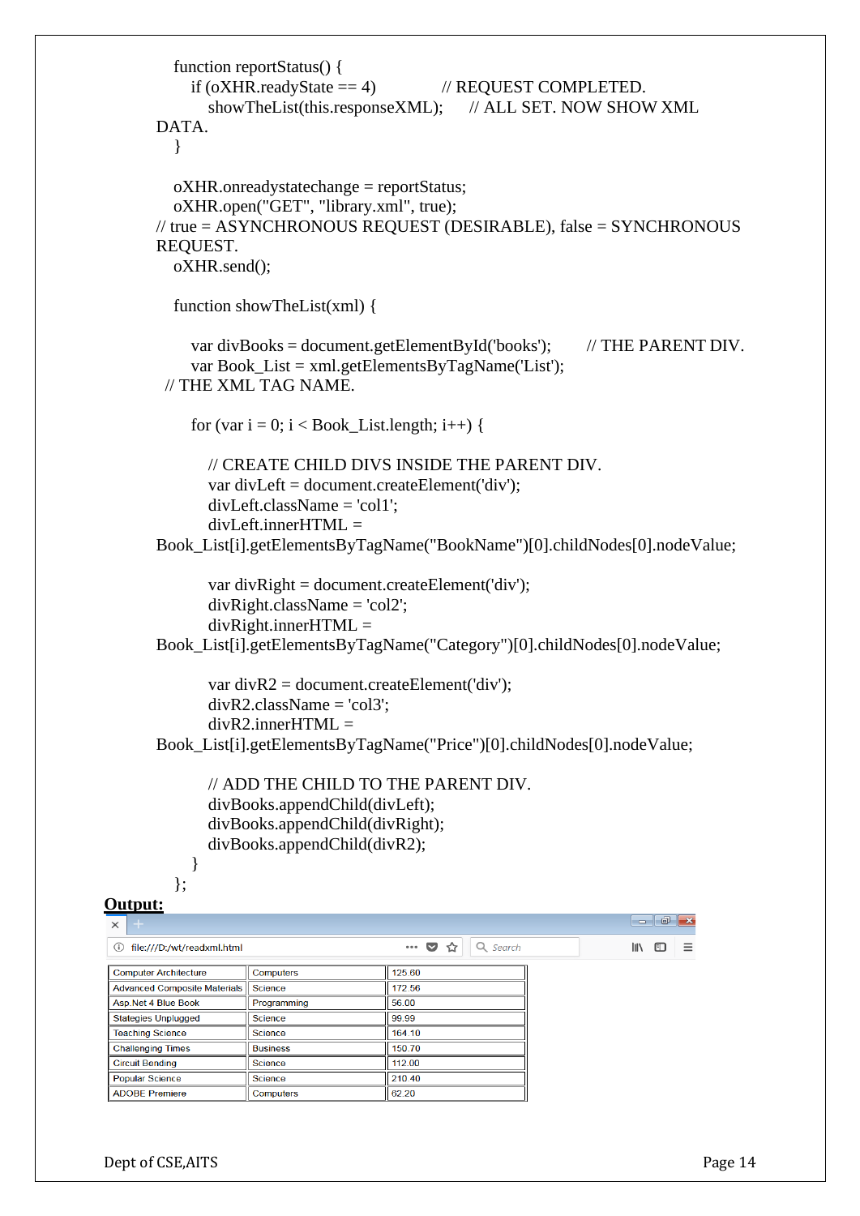```
function reportStatus() {
    if (oXHR.readyState == 4)          // REQUEST COMPLETED.
        showTheList(this.responseXML);    // ALL SET. NOW SHOW XML
DATA.
}

oXHR.onreadystatechange = reportStatus;
oXHR.open("GET", "library.xml", true);
// true = ASYNCHRONOUS REQUEST (DESIRABLE), false = SYNCHRONOUS
REQUEST.
oXHR.send();

function showTheList(xml) {

    var divBooks = document.getElementById('books');      // THE PARENT DIV.
    var Book_List = xml.getElementsByTagName('List');
 // THE XML TAG NAME.

    for (var i = 0; i < Book_List.length; i++) {

        // CREATE CHILD DIVS INSIDE THE PARENT DIV.
        var divLeft = document.createElement('div');
        divLeft.className = 'col1';
        divLeft.innerHTML =
Book_List[i].getElementsByTagName("BookName")[0].childNodes[0].nodeValue;

        var divRight = document.createElement('div');
        divRight.className = 'col2';
        divRight.innerHTML =
Book_List[i].getElementsByTagName("Category")[0].childNodes[0].nodeValue;

        var divR2 = document.createElement('div');
        divR2.className = 'col3';
        divR2.innerHTML =
Book_List[i].getElementsByTagName("Price")[0].childNodes[0].nodeValue;

        // ADD THE CHILD TO THE PARENT DIV.
        divBooks.appendChild(divLeft);
        divBooks.appendChild(divRight);
        divBooks.appendChild(divR2);
    }
};
```

**Output:**

file:///D:/wt/readxml.html

| | | |
|---|---|---|
| Computer Architecture | Computers | 125.60 |
| Advanced Composite Materials | Science | 172.56 |
| Asp.Net 4 Blue Book | Programming | 56.00 |
| Stategies Unplugged | Science | 99.99 |
| Teaching Science | Science | 164.10 |
| Challenging Times | Business | 150.70 |
| Circuit Bending | Science | 112.00 |
| Popular Science | Science | 210.40 |
| ADOBE Premiere | Computers | 62.20 |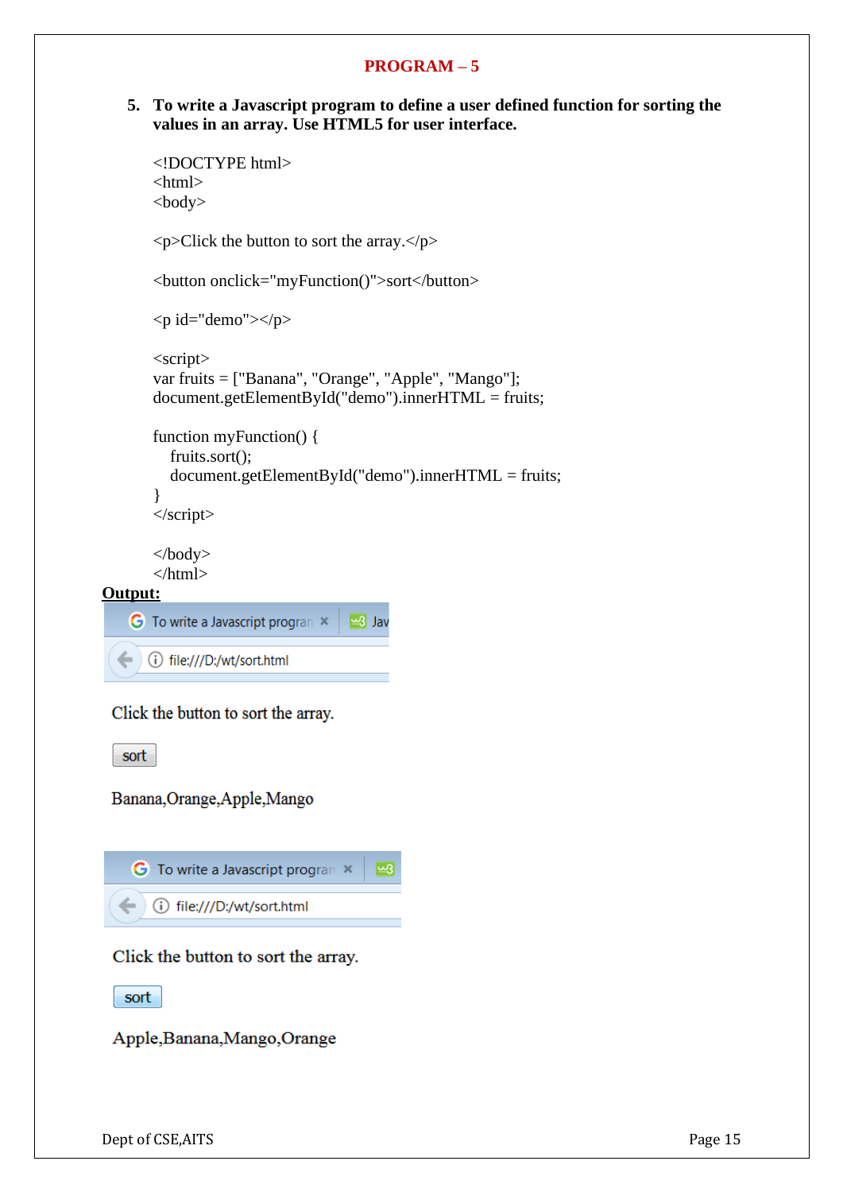## PROGRAM – 5

**5. To write a Javascript program to define a user defined function for sorting the values in an array. Use HTML5 for user interface.**

```
<!DOCTYPE html>
<html>
<body>

<p>Click the button to sort the array.</p>

<button onclick="myFunction()">sort</button>

<p id="demo"></p>

<script>
var fruits = ["Banana", "Orange", "Apple", "Mango"];
document.getElementById("demo").innerHTML = fruits;

function myFunction() {
    fruits.sort();
    document.getElementById("demo").innerHTML = fruits;
}
</script>

</body>
</html>
```

**Output:**

To write a Javascript progran ×

file:///D:/wt/sort.html

Click the button to sort the array.

sort

Banana,Orange,Apple,Mango

To write a Javascript progran ×

file:///D:/wt/sort.html

Click the button to sort the array.

sort

Apple,Banana,Mango,Orange

Dept of CSE,AITS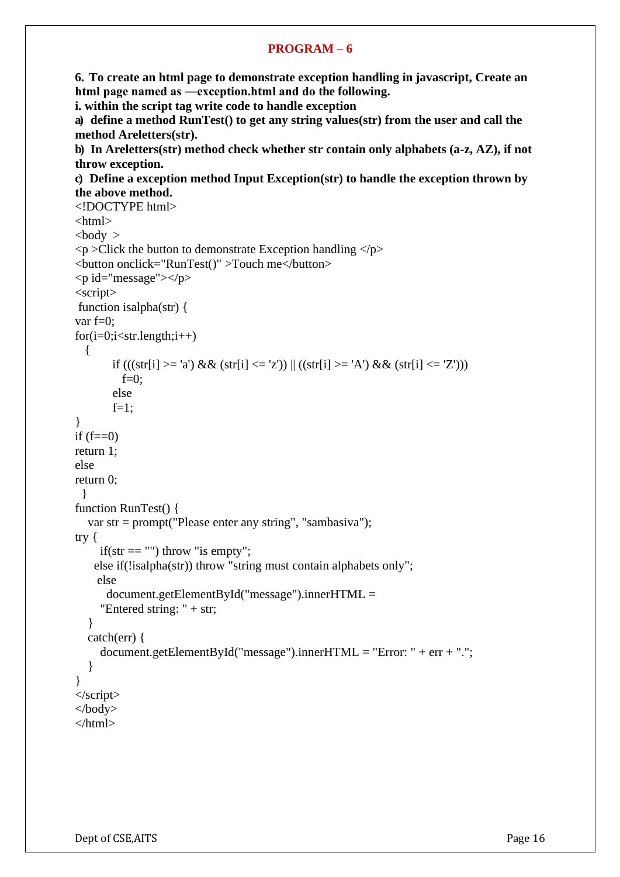# PROGRAM – 6

**6. To create an html page to demonstrate exception handling in javascript, Create an html page named as —exception.html and do the following.**

**i. within the script tag write code to handle exception**

**a) define a method RunTest() to get any string values(str) from the user and call the method Areletters(str).**

**b) In Areletters(str) method check whether str contain only alphabets (a-z, AZ), if not throw exception.**

**c) Define a exception method Input Exception(str) to handle the exception thrown by the above method.**

```
<!DOCTYPE html>
<html>
<body >
<p >Click the button to demonstrate Exception handling </p>
<button onclick="RunTest()" >Touch me</button>
<p id="message"></p>
<script>
 function isalpha(str) {
var f=0;
for(i=0;i<str.length;i++)
  {
        if (((str[i] >= 'a') && (str[i] <= 'z')) || ((str[i] >= 'A') && (str[i] <= 'Z')))
          f=0;
        else
        f=1;
}
if (f==0)
return 1;
else
return 0;
  }
function RunTest() {
   var str = prompt("Please enter any string", "sambasiva");
try {
      if(str == "") throw "is empty";
     else if(!isalpha(str)) throw "string must contain alphabets only";
      else
        document.getElementById("message").innerHTML =
      "Entered string: " + str;
   }
   catch(err) {
      document.getElementById("message").innerHTML = "Error: " + err + ".";
   }
}
</script>
</body>
</html>
```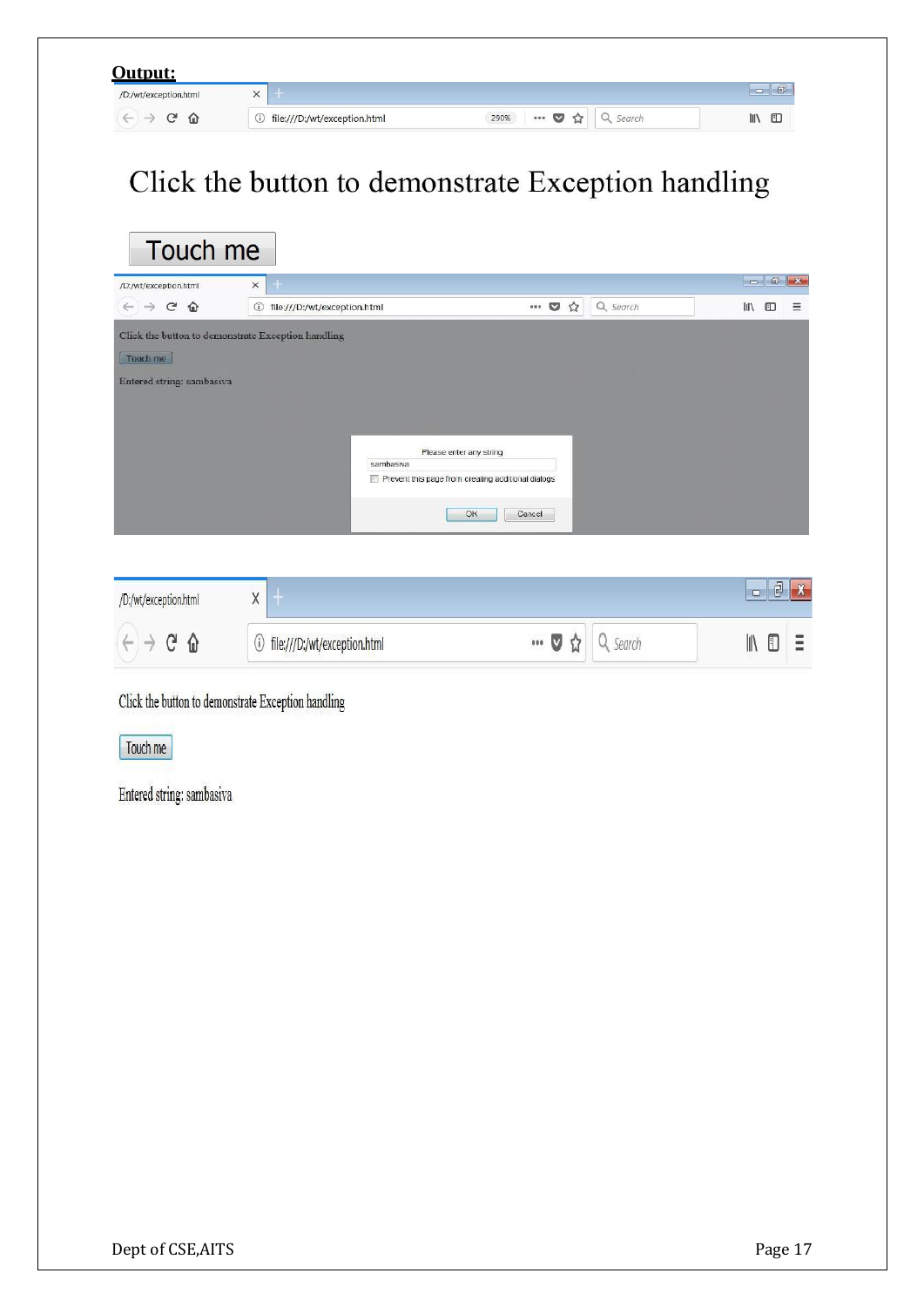**Output:**

Click the button to demonstrate Exception handling

Touch me

Click the button to demonstrate Exception handling

Touch me

Entered string: sambasiva

Please enter any string

sambasiva

Prevent this page from creating additional dialogs

OK Cancel

Click the button to demonstrate Exception handling

Touch me

Entered string: sambasiva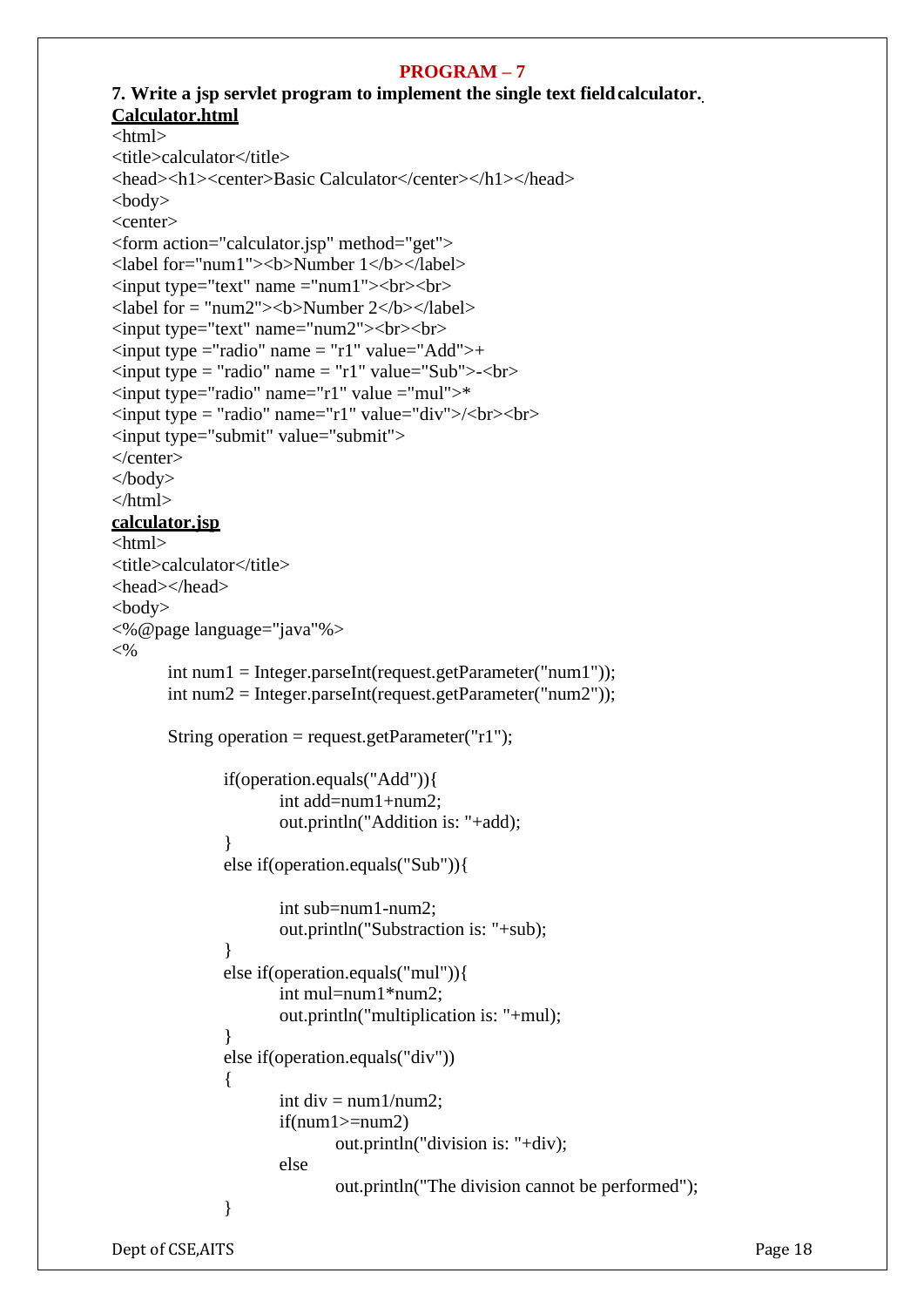## PROGRAM – 7

**7. Write a jsp servlet program to implement the single text field calculator.**

**Calculator.html**

```
<html>
<title>calculator</title>
<head><h1><center>Basic Calculator</center></h1></head>
<body>
<center>
<form action="calculator.jsp" method="get">
<label for="num1"><b>Number 1</b></label>
<input type="text" name ="num1"><br><br>
<label for = "num2"><b>Number 2</b></label>
<input type="text" name="num2"><br><br>
<input type ="radio" name = "r1" value="Add">+
<input type = "radio" name = "r1" value="Sub">-<br>
<input type="radio" name="r1" value ="mul">*
<input type = "radio" name="r1" value="div">/<br><br>
<input type="submit" value="submit">
</center>
</body>
</html>
```

**calculator.jsp**

```
<html>
<title>calculator</title>
<head></head>
<body>
<%@page language="java"%>
<%
        int num1 = Integer.parseInt(request.getParameter("num1"));
        int num2 = Integer.parseInt(request.getParameter("num2"));

        String operation = request.getParameter("r1");

                if(operation.equals("Add")){
                        int add=num1+num2;
                        out.println("Addition is: "+add);
                }
                else if(operation.equals("Sub")){

                        int sub=num1-num2;
                        out.println("Substraction is: "+sub);
                }
                else if(operation.equals("mul")){
                        int mul=num1*num2;
                        out.println("multiplication is: "+mul);
                }
                else if(operation.equals("div"))
                {
                        int div = num1/num2;
                        if(num1>=num2)
                                out.println("division is: "+div);
                        else
                                out.println("The division cannot be performed");
                }
```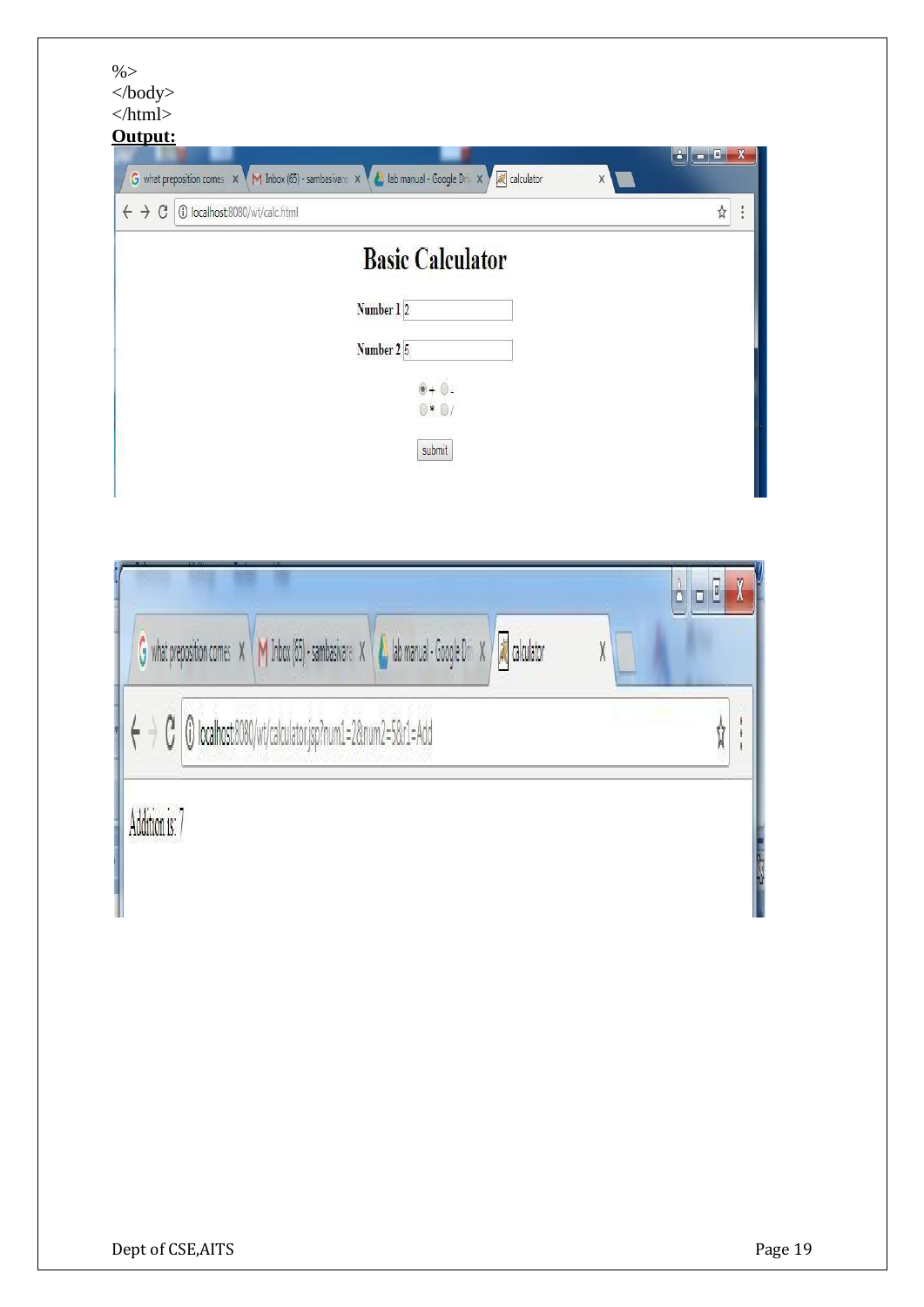```
%>
</body>
</html>
```

**Output:**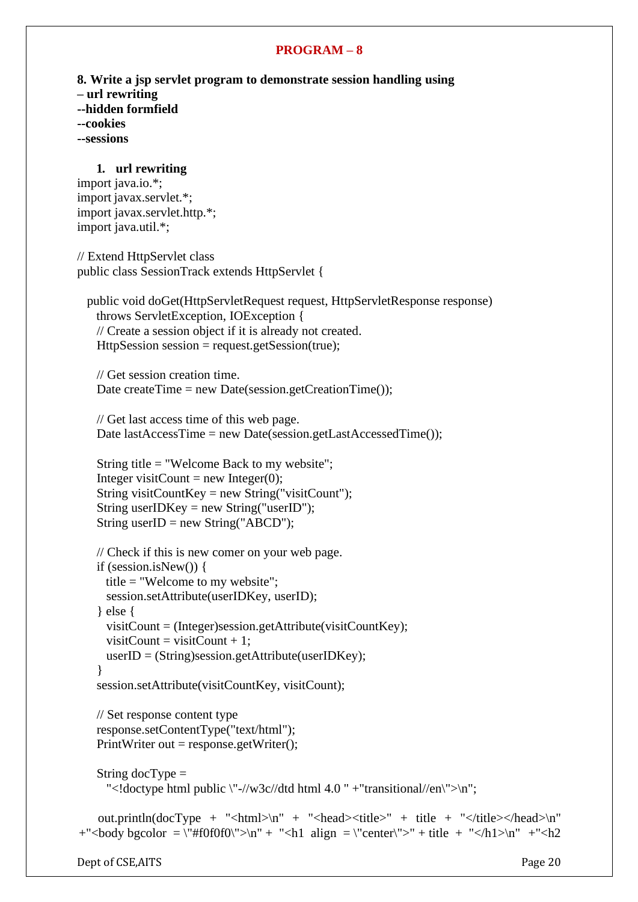## PROGRAM – 8

**8. Write a jsp servlet program to demonstrate session handling using**
**– url rewriting**
**--hidden formfield**
**--cookies**
**--sessions**

**1. url rewriting**

```
import java.io.*;
import javax.servlet.*;
import javax.servlet.http.*;
import java.util.*;

// Extend HttpServlet class
public class SessionTrack extends HttpServlet {

  public void doGet(HttpServletRequest request, HttpServletResponse response)
    throws ServletException, IOException {
    // Create a session object if it is already not created.
    HttpSession session = request.getSession(true);

    // Get session creation time.
    Date createTime = new Date(session.getCreationTime());

    // Get last access time of this web page.
    Date lastAccessTime = new Date(session.getLastAccessedTime());

    String title = "Welcome Back to my website";
    Integer visitCount = new Integer(0);
    String visitCountKey = new String("visitCount");
    String userIDKey = new String("userID");
    String userID = new String("ABCD");

    // Check if this is new comer on your web page.
    if (session.isNew()) {
      title = "Welcome to my website";
      session.setAttribute(userIDKey, userID);
    } else {
      visitCount = (Integer)session.getAttribute(visitCountKey);
      visitCount = visitCount + 1;
      userID = (String)session.getAttribute(userIDKey);
    }
    session.setAttribute(visitCountKey, visitCount);

    // Set response content type
    response.setContentType("text/html");
    PrintWriter out = response.getWriter();

    String docType =
      "<!doctype html public \"-//w3c//dtd html 4.0 " +"transitional//en\">\n";

     out.println(docType + "<html>\n" + "<head><title>" + title + "</title></head>\n"
+"<body bgcolor = \"#f0f0f0\">\n" + "<h1 align = \"center\">" + title + "</h1>\n" +"<h2
```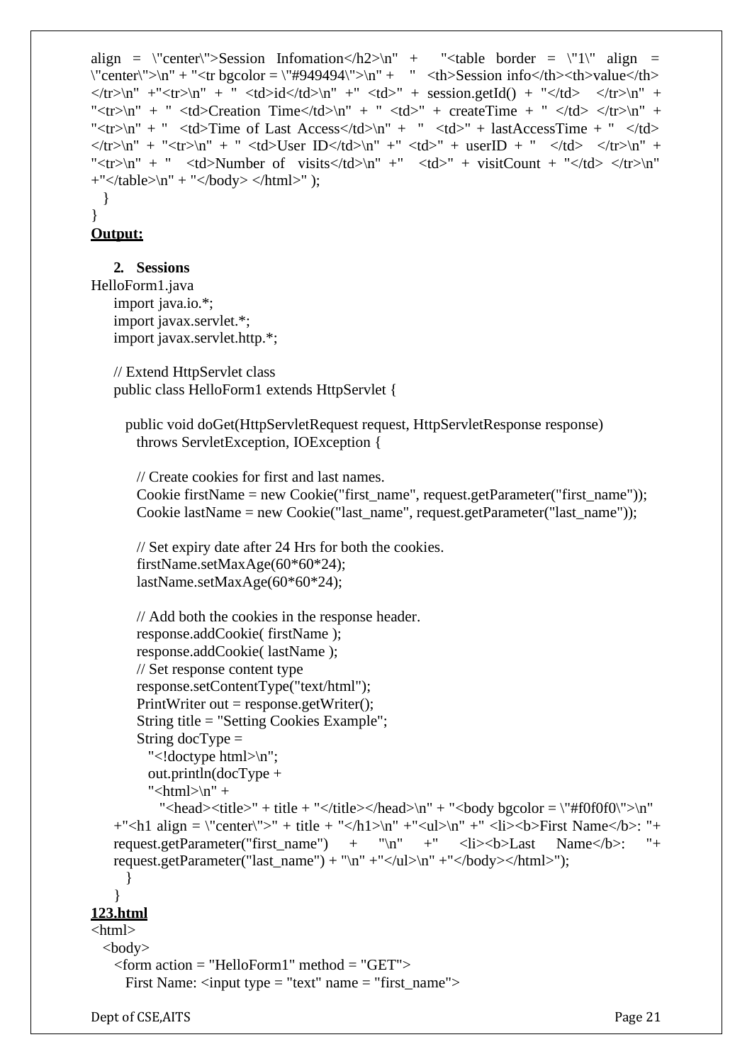```
align = \"center\">Session Infomation</h2>\n" + "<table border = \"1\" align = \"center\">\n" + "<tr bgcolor = \"#949494\">\n" + " <th>Session info</th><th>value</th> </tr>\n" +"<tr>\n" + " <td>id</td>\n" +" <td>" + session.getId() + "</td> </tr>\n" + "<tr>\n" + " <td>Creation Time</td>\n" + " <td>" + createTime + " </td> </tr>\n" + "<tr>\n" + " <td>Time of Last Access</td>\n" + " <td>" + lastAccessTime + " </td> </tr>\n" + "<tr>\n" + " <td>User ID</td>\n" +" <td>" + userID + " </td> </tr>\n" + "<tr>\n" + " <td>Number of visits</td>\n" +" <td>" + visitCount + "</td> </tr>\n" +"</table>\n" + "</body> </html>" );
  }
}
```

**Output:**

**2. Sessions**

HelloForm1.java

```
import java.io.*;
import javax.servlet.*;
import javax.servlet.http.*;

// Extend HttpServlet class
public class HelloForm1 extends HttpServlet {

  public void doGet(HttpServletRequest request, HttpServletResponse response)
    throws ServletException, IOException {

    // Create cookies for first and last names.
    Cookie firstName = new Cookie("first_name", request.getParameter("first_name"));
    Cookie lastName = new Cookie("last_name", request.getParameter("last_name"));

    // Set expiry date after 24 Hrs for both the cookies.
    firstName.setMaxAge(60*60*24);
    lastName.setMaxAge(60*60*24);

    // Add both the cookies in the response header.
    response.addCookie( firstName );
    response.addCookie( lastName );
    // Set response content type
    response.setContentType("text/html");
    PrintWriter out = response.getWriter();
    String title = "Setting Cookies Example";
    String docType =
      "<!doctype html>\n";
      out.println(docType +
      "<html>\n" +
        "<head><title>" + title + "</title></head>\n" + "<body bgcolor = \"#f0f0f0\">\n"
+"<h1 align = \"center\">" + title + "</h1>\n" +"<ul>\n" +" <li><b>First Name</b>: "+
request.getParameter("first_name") + "\n" +" <li><b>Last Name</b>: "+
request.getParameter("last_name") + "\n" +"</ul>\n" +"</body></html>");
  }
}
```

**123.html**

```
<html>
  <body>
    <form action = "HelloForm1" method = "GET">
      First Name: <input type = "text" name = "first_name">
```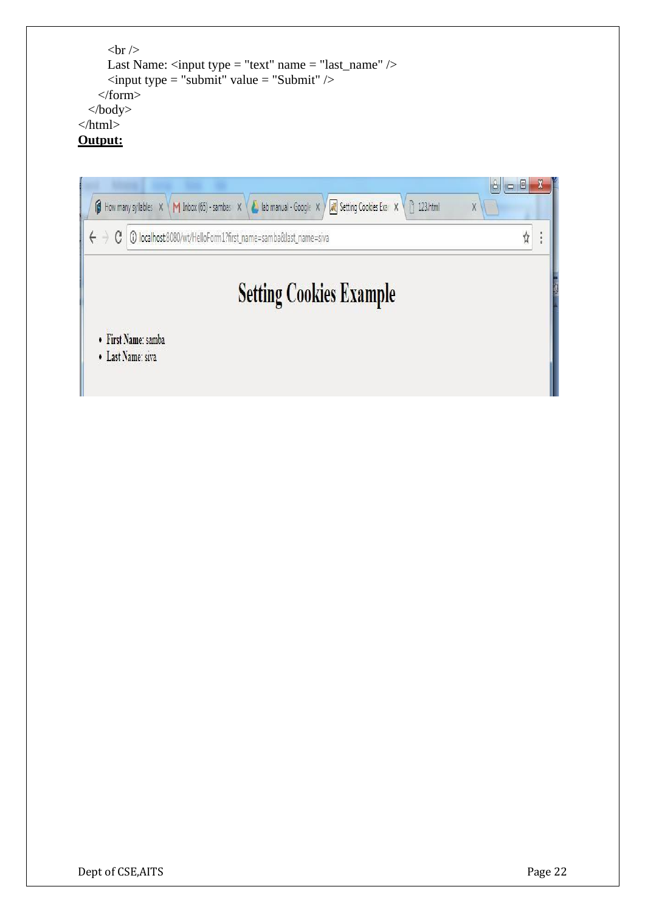```
      <br />
      Last Name: <input type = "text" name = "last_name" />
      <input type = "submit" value = "Submit" />
    </form>
  </body>
</html>
```

**Output:**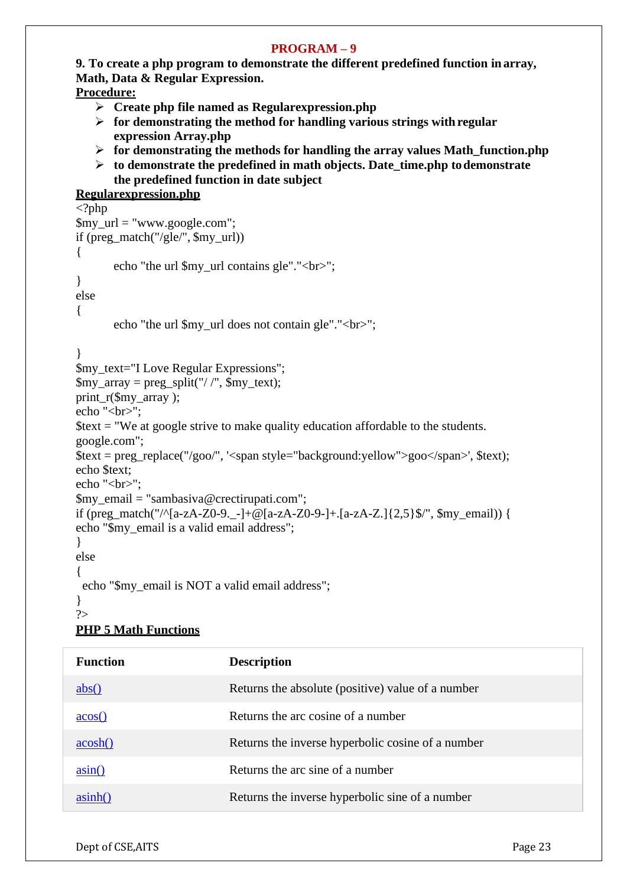## PROGRAM – 9

**9. To create a php program to demonstrate the different predefined function in array, Math, Data & Regular Expression.**

**Procedure:**

- **Create php file named as Regularexpression.php**
- **for demonstrating the method for handling various strings with regular expression Array.php**
- **for demonstrating the methods for handling the array values Math_function.php**
- **to demonstrate the predefined in math objects. Date_time.php to demonstrate the predefined function in date subject**

**Regularexpression.php**

```
<?php
$my_url = "www.google.com";
if (preg_match("/gle/", $my_url))
{
        echo "the url $my_url contains gle"."<br>";
}
else
{
        echo "the url $my_url does not contain gle"."<br>";

}
$my_text="I Love Regular Expressions";
$my_array = preg_split("/ /", $my_text);
print_r($my_array );
echo "<br>";
$text = "We at google strive to make quality education affordable to the students.
google.com";
$text = preg_replace("/goo/", '<span style="background:yellow">goo</span>', $text);
echo $text;
echo "<br>";
$my_email = "sambasiva@crectirupati.com";
if (preg_match("/^[a-zA-Z0-9._-]+@[a-zA-Z0-9-]+.[a-zA-Z.]{2,5}$/", $my_email)) {
echo "$my_email is a valid email address";
}
else
{
  echo "$my_email is NOT a valid email address";
}
?>
```

**PHP 5 Math Functions**

| Function | Description |
|---|---|
| abs() | Returns the absolute (positive) value of a number |
| acos() | Returns the arc cosine of a number |
| acosh() | Returns the inverse hyperbolic cosine of a number |
| asin() | Returns the arc sine of a number |
| asinh() | Returns the inverse hyperbolic sine of a number |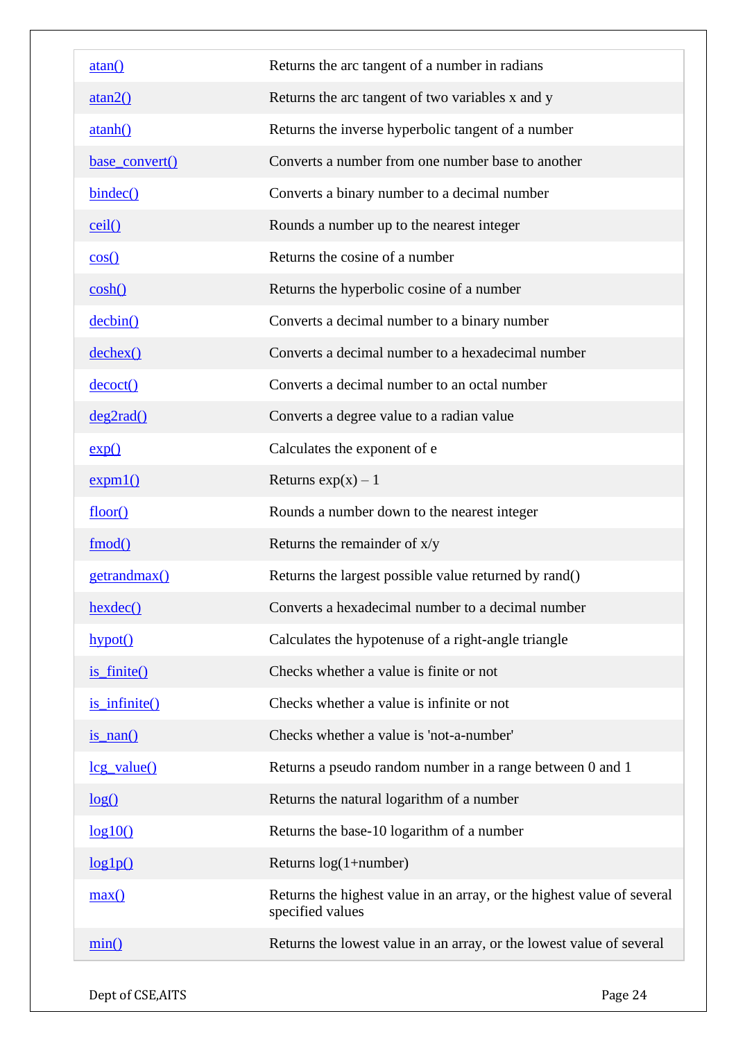| | |
|---|---|
| atan() | Returns the arc tangent of a number in radians |
| atan2() | Returns the arc tangent of two variables x and y |
| atanh() | Returns the inverse hyperbolic tangent of a number |
| base_convert() | Converts a number from one number base to another |
| bindec() | Converts a binary number to a decimal number |
| ceil() | Rounds a number up to the nearest integer |
| cos() | Returns the cosine of a number |
| cosh() | Returns the hyperbolic cosine of a number |
| decbin() | Converts a decimal number to a binary number |
| dechex() | Converts a decimal number to a hexadecimal number |
| decoct() | Converts a decimal number to an octal number |
| deg2rad() | Converts a degree value to a radian value |
| exp() | Calculates the exponent of e |
| expm1() | Returns exp(x) – 1 |
| floor() | Rounds a number down to the nearest integer |
| fmod() | Returns the remainder of x/y |
| getrandmax() | Returns the largest possible value returned by rand() |
| hexdec() | Converts a hexadecimal number to a decimal number |
| hypot() | Calculates the hypotenuse of a right-angle triangle |
| is_finite() | Checks whether a value is finite or not |
| is_infinite() | Checks whether a value is infinite or not |
| is_nan() | Checks whether a value is 'not-a-number' |
| lcg_value() | Returns a pseudo random number in a range between 0 and 1 |
| log() | Returns the natural logarithm of a number |
| log10() | Returns the base-10 logarithm of a number |
| log1p() | Returns log(1+number) |
| max() | Returns the highest value in an array, or the highest value of several specified values |
| min() | Returns the lowest value in an array, or the lowest value of several |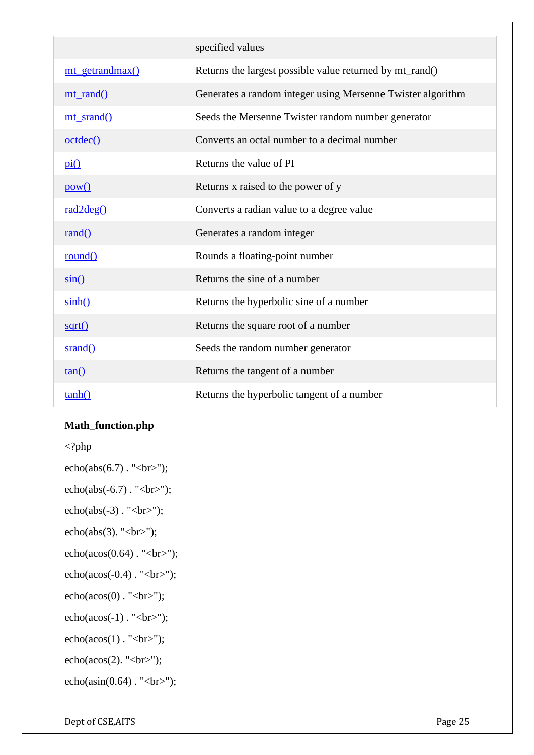| | |
|---|---|
| | specified values |
| mt_getrandmax() | Returns the largest possible value returned by mt_rand() |
| mt_rand() | Generates a random integer using Mersenne Twister algorithm |
| mt_srand() | Seeds the Mersenne Twister random number generator |
| octdec() | Converts an octal number to a decimal number |
| pi() | Returns the value of PI |
| pow() | Returns x raised to the power of y |
| rad2deg() | Converts a radian value to a degree value |
| rand() | Generates a random integer |
| round() | Rounds a floating-point number |
| sin() | Returns the sine of a number |
| sinh() | Returns the hyperbolic sine of a number |
| sqrt() | Returns the square root of a number |
| srand() | Seeds the random number generator |
| tan() | Returns the tangent of a number |
| tanh() | Returns the hyperbolic tangent of a number |

**Math_function.php**

```
<?php
echo(abs(6.7) . "<br>");
echo(abs(-6.7) . "<br>");
echo(abs(-3) . "<br>");
echo(abs(3). "<br>");
echo(acos(0.64) . "<br>");
echo(acos(-0.4) . "<br>");
echo(acos(0) . "<br>");
echo(acos(-1) . "<br>");
echo(acos(1) . "<br>");
echo(acos(2). "<br>");
echo(asin(0.64) . "<br>");
```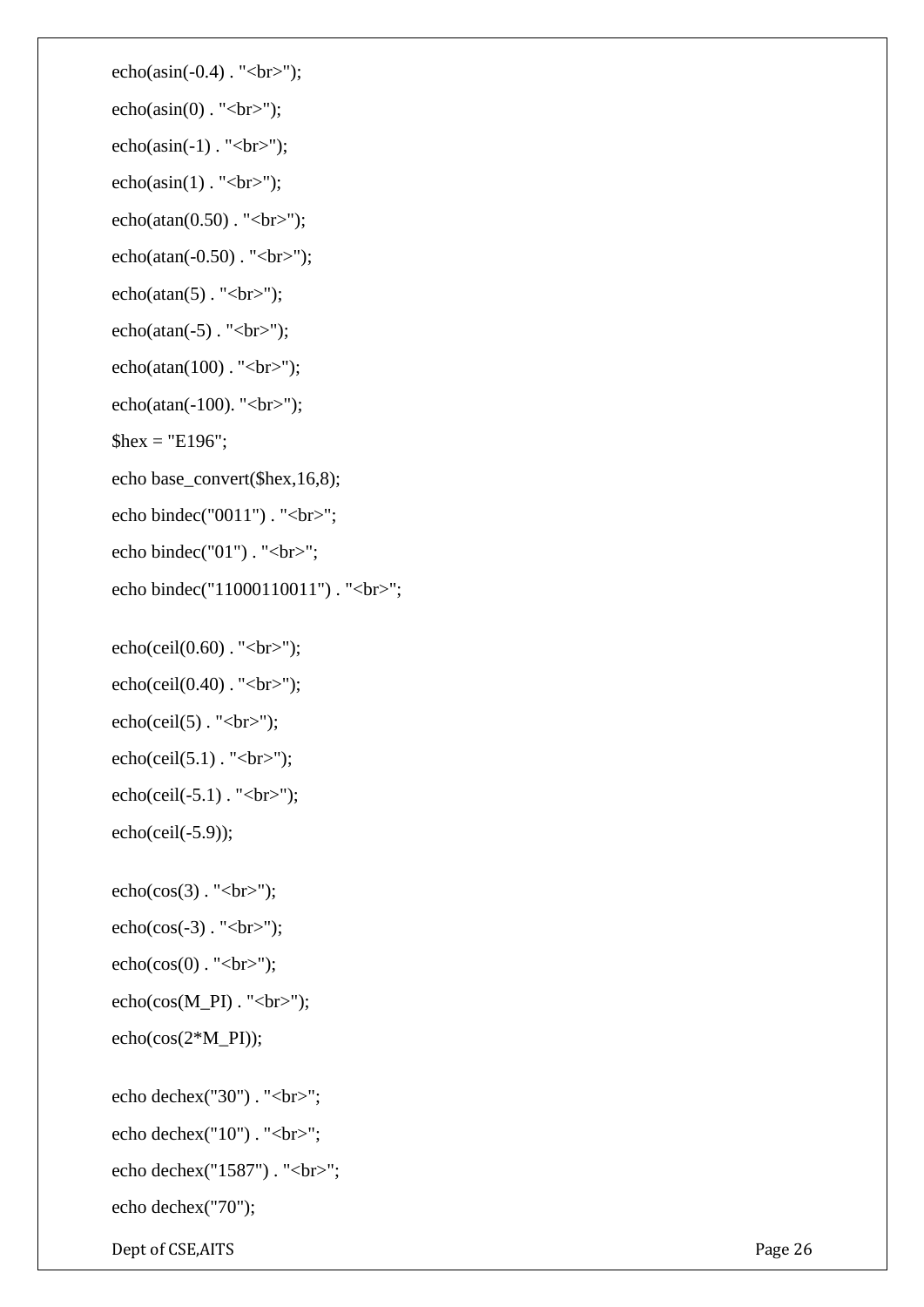```
echo(asin(-0.4) . "<br>");
echo(asin(0) . "<br>");
echo(asin(-1) . "<br>");
echo(asin(1) . "<br>");
echo(atan(0.50) . "<br>");
echo(atan(-0.50) . "<br>");
echo(atan(5) . "<br>");
echo(atan(-5) . "<br>");
echo(atan(100) . "<br>");
echo(atan(-100). "<br>");
$hex = "E196";
echo base_convert($hex,16,8);
echo bindec("0011") . "<br>";
echo bindec("01") . "<br>";
echo bindec("11000110011") . "<br>";

echo(ceil(0.60) . "<br>");
echo(ceil(0.40) . "<br>");
echo(ceil(5) . "<br>");
echo(ceil(5.1) . "<br>");
echo(ceil(-5.1) . "<br>");
echo(ceil(-5.9));

echo(cos(3) . "<br>");
echo(cos(-3) . "<br>");
echo(cos(0) . "<br>");
echo(cos(M_PI) . "<br>");
echo(cos(2*M_PI));

echo dechex("30") . "<br>";
echo dechex("10") . "<br>";
echo dechex("1587") . "<br>";
echo dechex("70");
```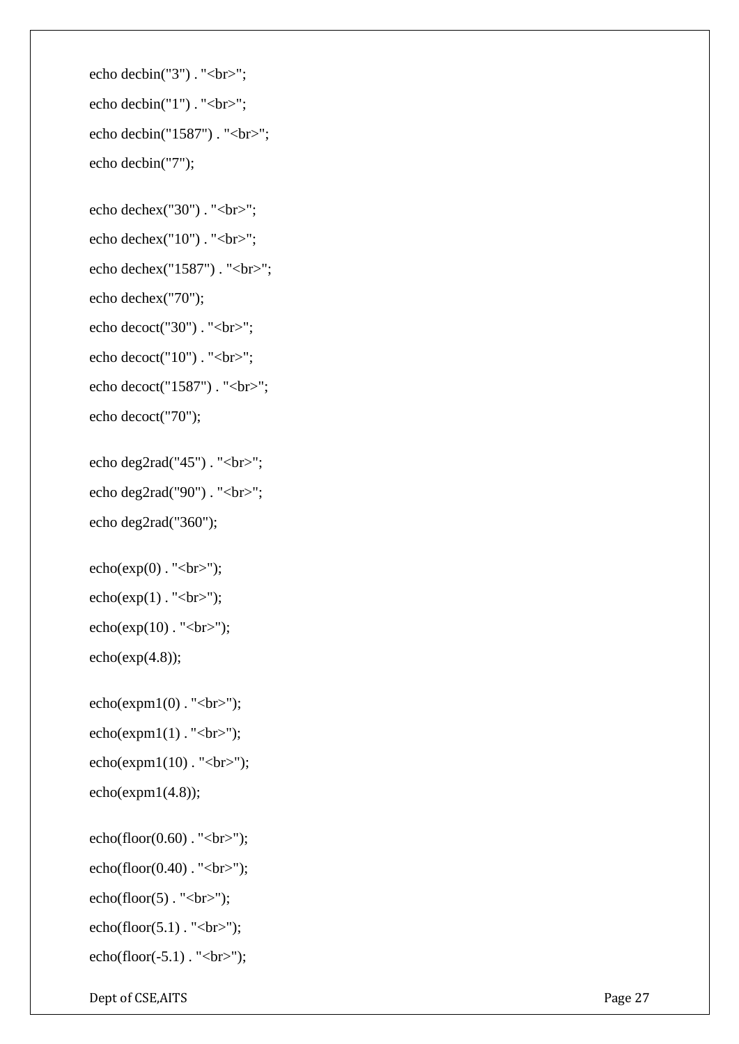```
echo decbin("3") . "<br>";
echo decbin("1") . "<br>";
echo decbin("1587") . "<br>";
echo decbin("7");

echo dechex("30") . "<br>";
echo dechex("10") . "<br>";
echo dechex("1587") . "<br>";
echo dechex("70");
echo decoct("30") . "<br>";
echo decoct("10") . "<br>";
echo decoct("1587") . "<br>";
echo decoct("70");

echo deg2rad("45") . "<br>";
echo deg2rad("90") . "<br>";
echo deg2rad("360");

echo(exp(0) . "<br>");
echo(exp(1) . "<br>");
echo(exp(10) . "<br>");
echo(exp(4.8));

echo(expm1(0) . "<br>");
echo(expm1(1) . "<br>");
echo(expm1(10) . "<br>");
echo(expm1(4.8));

echo(floor(0.60) . "<br>");
echo(floor(0.40) . "<br>");
echo(floor(5) . "<br>");
echo(floor(5.1) . "<br>");
echo(floor(-5.1) . "<br>");
```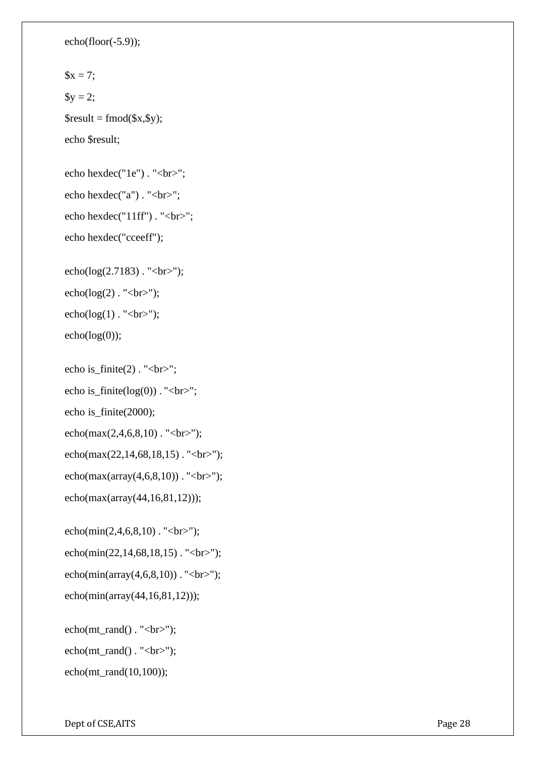```php
echo(floor(-5.9));

$x = 7;
$y = 2;
$result = fmod($x,$y);
echo $result;

echo hexdec("1e") . "<br>";
echo hexdec("a") . "<br>";
echo hexdec("11ff") . "<br>";
echo hexdec("cceeff");

echo(log(2.7183) . "<br>");
echo(log(2) . "<br>");
echo(log(1) . "<br>");
echo(log(0));

echo is_finite(2) . "<br>";
echo is_finite(log(0)) . "<br>";
echo is_finite(2000);
echo(max(2,4,6,8,10) . "<br>");
echo(max(22,14,68,18,15) . "<br>");
echo(max(array(4,6,8,10)) . "<br>");
echo(max(array(44,16,81,12)));

echo(min(2,4,6,8,10) . "<br>");
echo(min(22,14,68,18,15) . "<br>");
echo(min(array(4,6,8,10)) . "<br>");
echo(min(array(44,16,81,12)));

echo(mt_rand() . "<br>");
echo(mt_rand() . "<br>");
echo(mt_rand(10,100));
```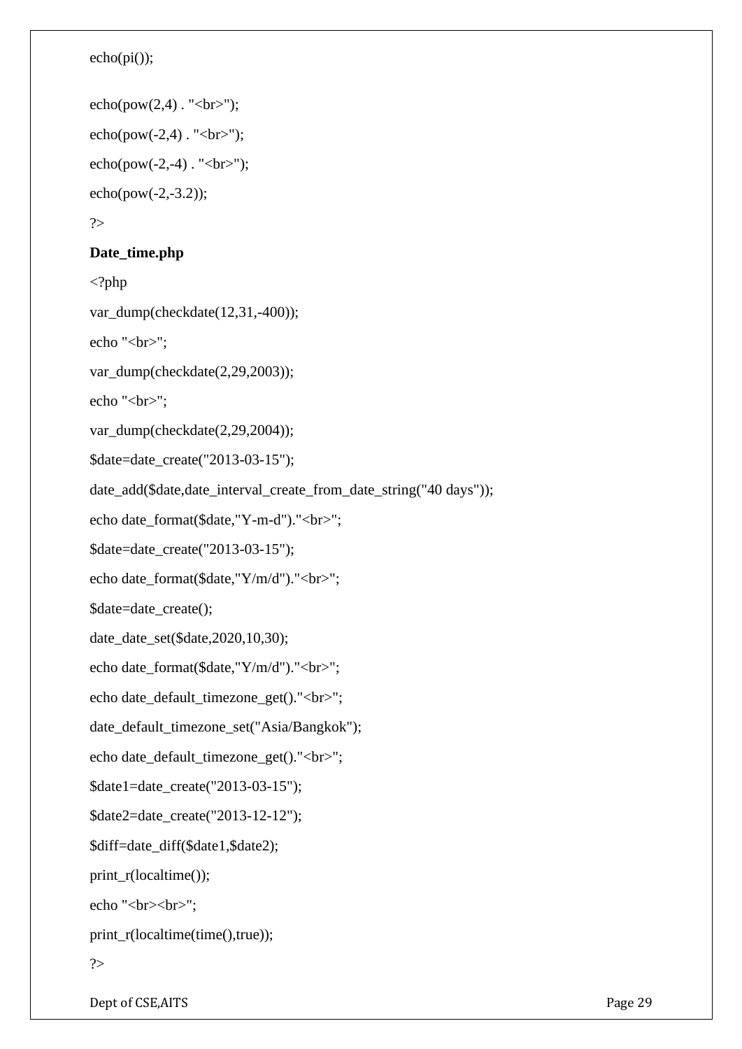```
echo(pi());

echo(pow(2,4) . "<br>");
echo(pow(-2,4) . "<br>");
echo(pow(-2,-4) . "<br>");
echo(pow(-2,-3.2));
?>
```

**Date_time.php**

```
<?php
var_dump(checkdate(12,31,-400));
echo "<br>";
var_dump(checkdate(2,29,2003));
echo "<br>";
var_dump(checkdate(2,29,2004));
$date=date_create("2013-03-15");
date_add($date,date_interval_create_from_date_string("40 days"));
echo date_format($date,"Y-m-d")."<br>";
$date=date_create("2013-03-15");
echo date_format($date,"Y/m/d")."<br>";
$date=date_create();
date_date_set($date,2020,10,30);
echo date_format($date,"Y/m/d")."<br>";
echo date_default_timezone_get()."<br>";
date_default_timezone_set("Asia/Bangkok");
echo date_default_timezone_get()."<br>";
$date1=date_create("2013-03-15");
$date2=date_create("2013-12-12");
$diff=date_diff($date1,$date2);
print_r(localtime());
echo "<br><br>";
print_r(localtime(time(),true));
?>
```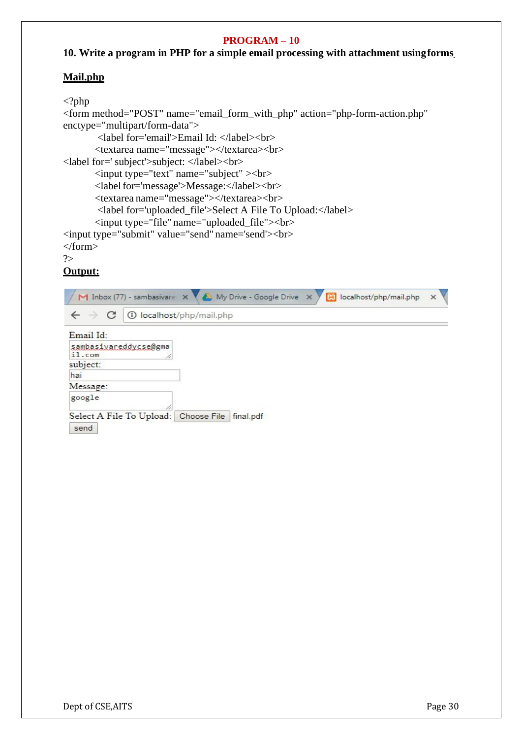**PROGRAM – 10**

**10. Write a program in PHP for a simple email processing with attachment using forms**

**Mail.php**

```
<?php
<form method="POST" name="email_form_with_php" action="php-form-action.php"
enctype="multipart/form-data">
        <label for='email'>Email Id: </label><br>
        <textarea name="message"></textarea><br>
<label for=' subject'>subject: </label><br>
        <input type="text" name="subject" ><br>
        <label for='message'>Message:</label><br>
        <textarea name="message"></textarea><br>
        <label for='uploaded_file'>Select A File To Upload:</label>
        <input type="file" name="uploaded_file"><br>
<input type="submit" value="send" name='send'><br>
</form>
?>
```

**Output:**

Inbox (77) - sambasivare | My Drive - Google Drive | localhost/php/mail.php

localhost/php/mail.php

Email Id:
sambasivareddycse@gmail.com

subject:
hai

Message:
google

Select A File To Upload: Choose File final.pdf

send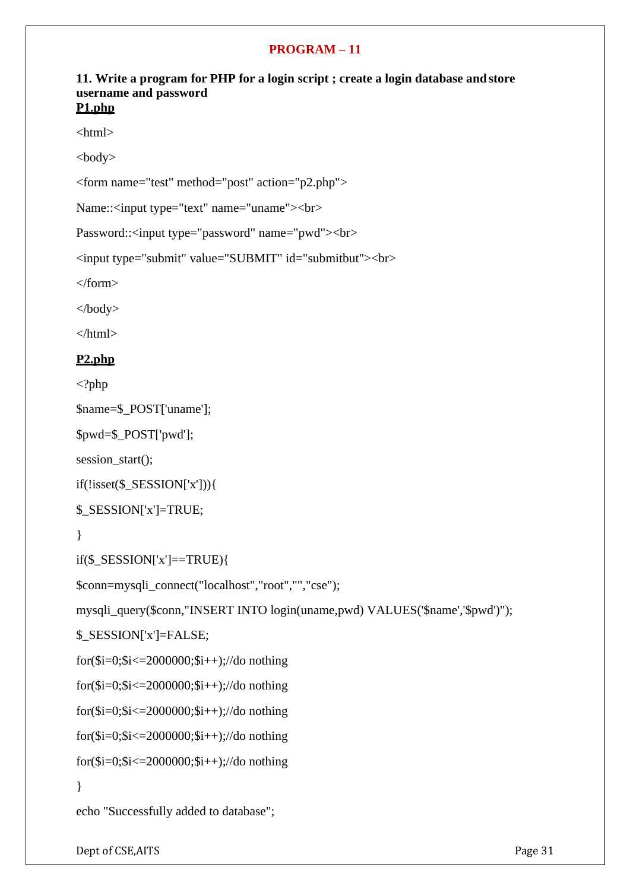## PROGRAM – 11

**11. Write a program for PHP for a login script ; create a login database and store username and password**

**P1.php**

```
<html>

<body>

<form name="test" method="post" action="p2.php">

Name::<input type="text" name="uname"><br>

Password::<input type="password" name="pwd"><br>

<input type="submit" value="SUBMIT" id="submitbut"><br>

</form>

</body>

</html>
```

**P2.php**

```
<?php

$name=$_POST['uname'];

$pwd=$_POST['pwd'];

session_start();

if(!isset($_SESSION['x'])){

$_SESSION['x']=TRUE;

}

if($_SESSION['x']==TRUE){

$conn=mysqli_connect("localhost","root","","cse");

mysqli_query($conn,"INSERT INTO login(uname,pwd) VALUES('$name','$pwd')");

$_SESSION['x']=FALSE;

for($i=0;$i<=2000000;$i++);//do nothing

for($i=0;$i<=2000000;$i++);//do nothing

for($i=0;$i<=2000000;$i++);//do nothing

for($i=0;$i<=2000000;$i++);//do nothing

for($i=0;$i<=2000000;$i++);//do nothing

}

echo "Successfully added to database";
```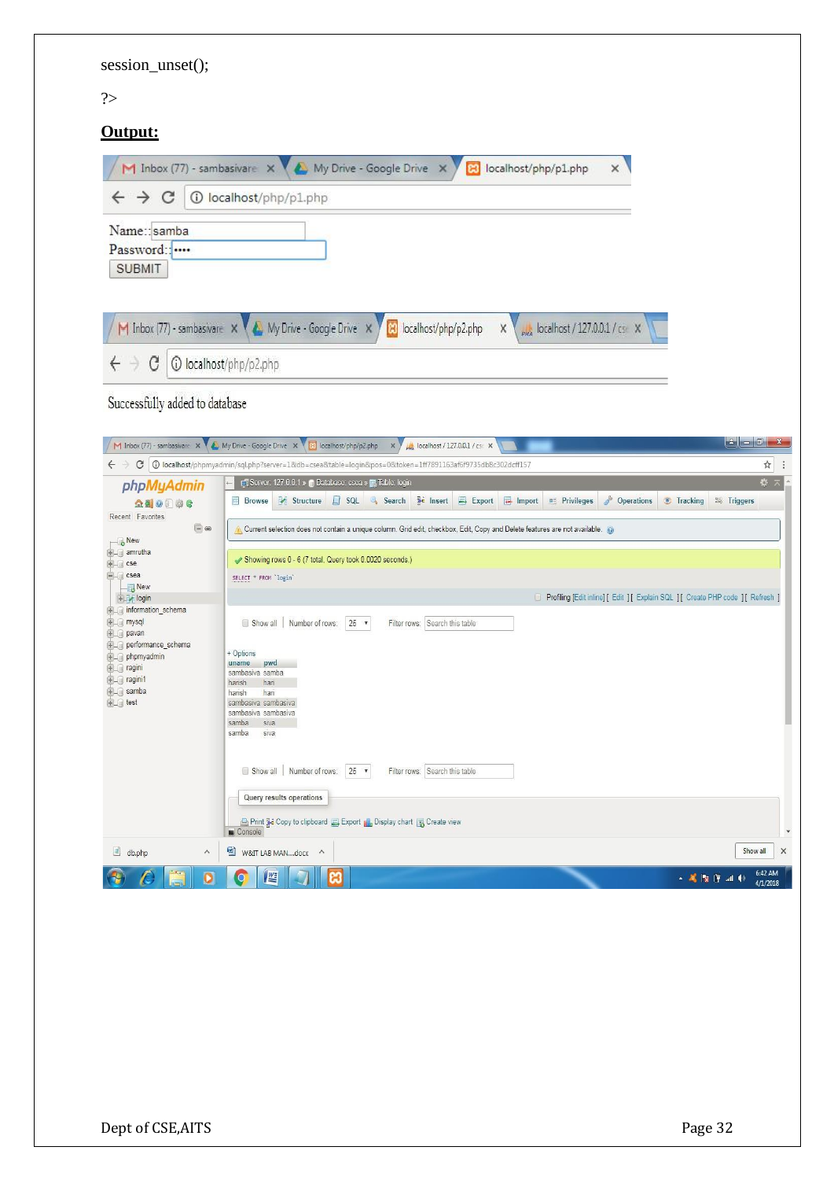```
session_unset();

?>
```

**Output:**

Name:: samba
Password:: ••••
SUBMIT

Successfully added to database